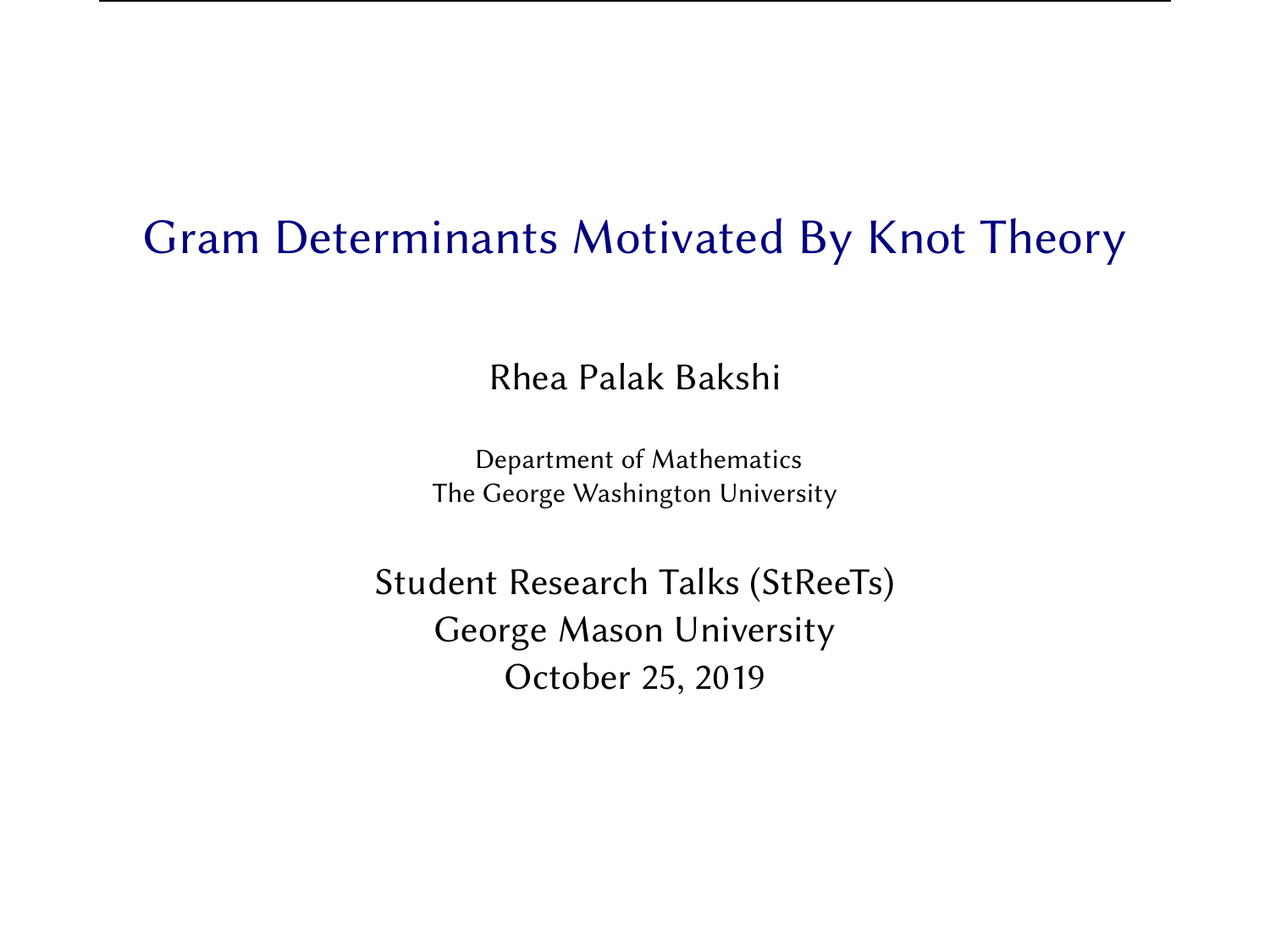# Gram Determinants Motivated By Knot Theory

Rhea Palak Bakshi

Department of Mathematics
The George Washington University

Student Research Talks (StReeTs)
George Mason University
October 25, 2019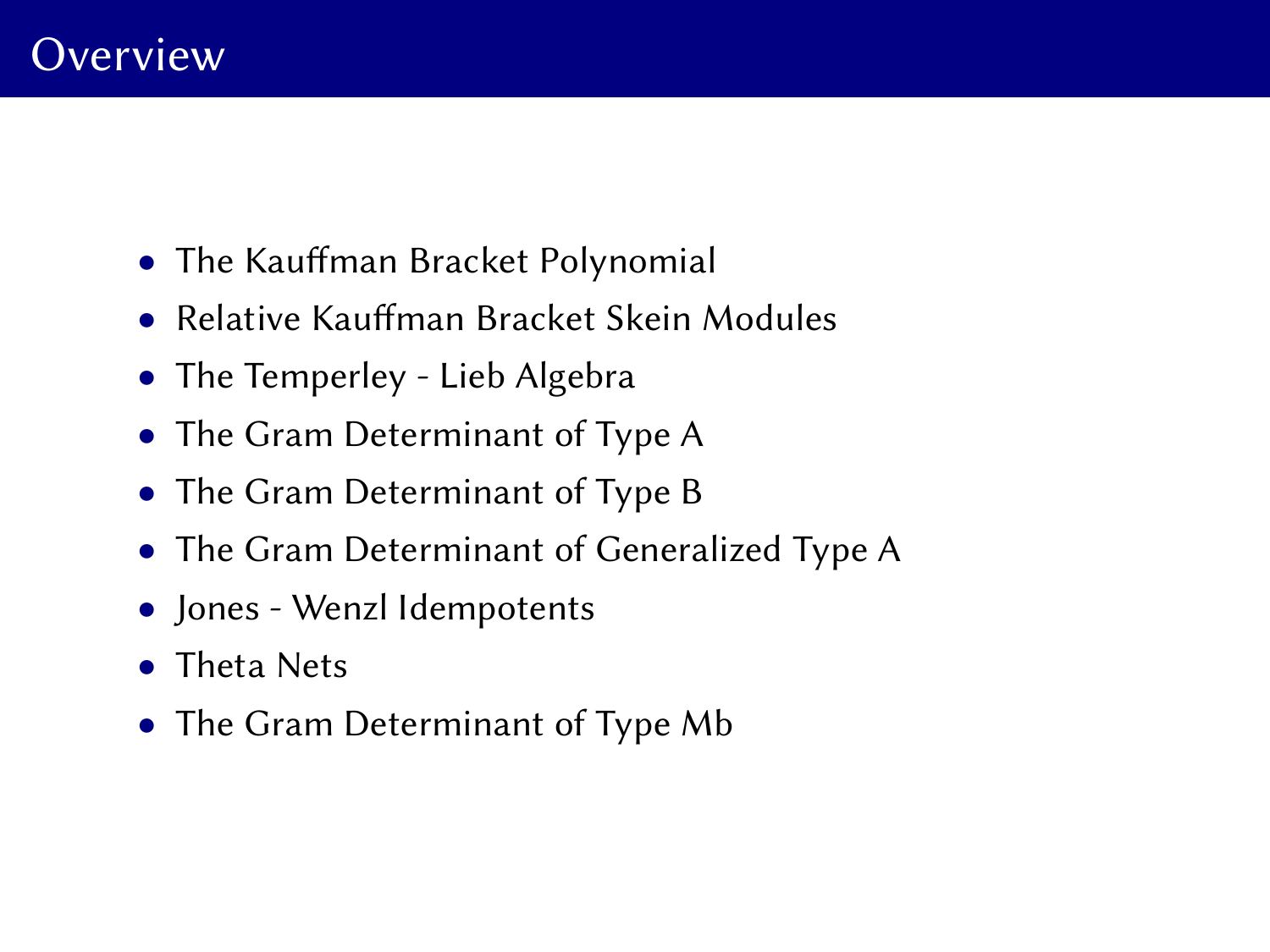# Overview

- The Kauffman Bracket Polynomial
- Relative Kauffman Bracket Skein Modules
- The Temperley - Lieb Algebra
- The Gram Determinant of Type A
- The Gram Determinant of Type B
- The Gram Determinant of Generalized Type A
- Jones - Wenzl Idempotents
- Theta Nets
- The Gram Determinant of Type Mb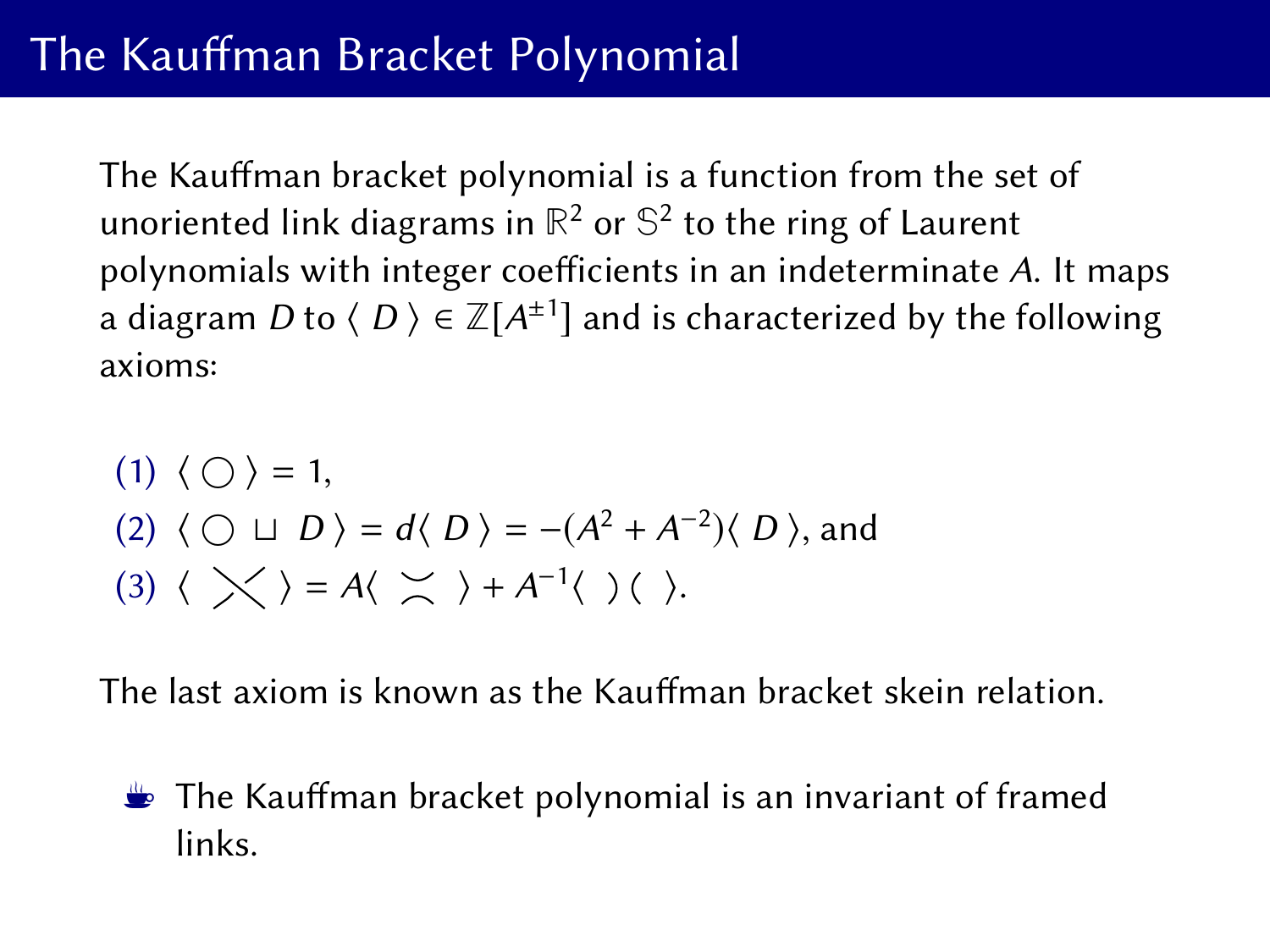# The Kauffman Bracket Polynomial

The Kauffman bracket polynomial is a function from the set of unoriented link diagrams in $\mathbb{R}^2$ or $\mathbb{S}^2$ to the ring of Laurent polynomials with integer coefficients in an indeterminate $A$. It maps a diagram $D$ to $\langle D \rangle \in \mathbb{Z}[A^{\pm 1}]$ and is characterized by the following axioms:

1. $\langle \bigcirc \rangle = 1$,
2. $\langle \bigcirc \sqcup D \rangle = d\langle D \rangle = -(A^2 + A^{-2})\langle D \rangle$, and
3. $\langle \times \rangle = A\langle \asymp \rangle + A^{-1}\langle\ )(\ \rangle$.

The last axiom is known as the Kauffman bracket skein relation.

- The Kauffman bracket polynomial is an invariant of framed links.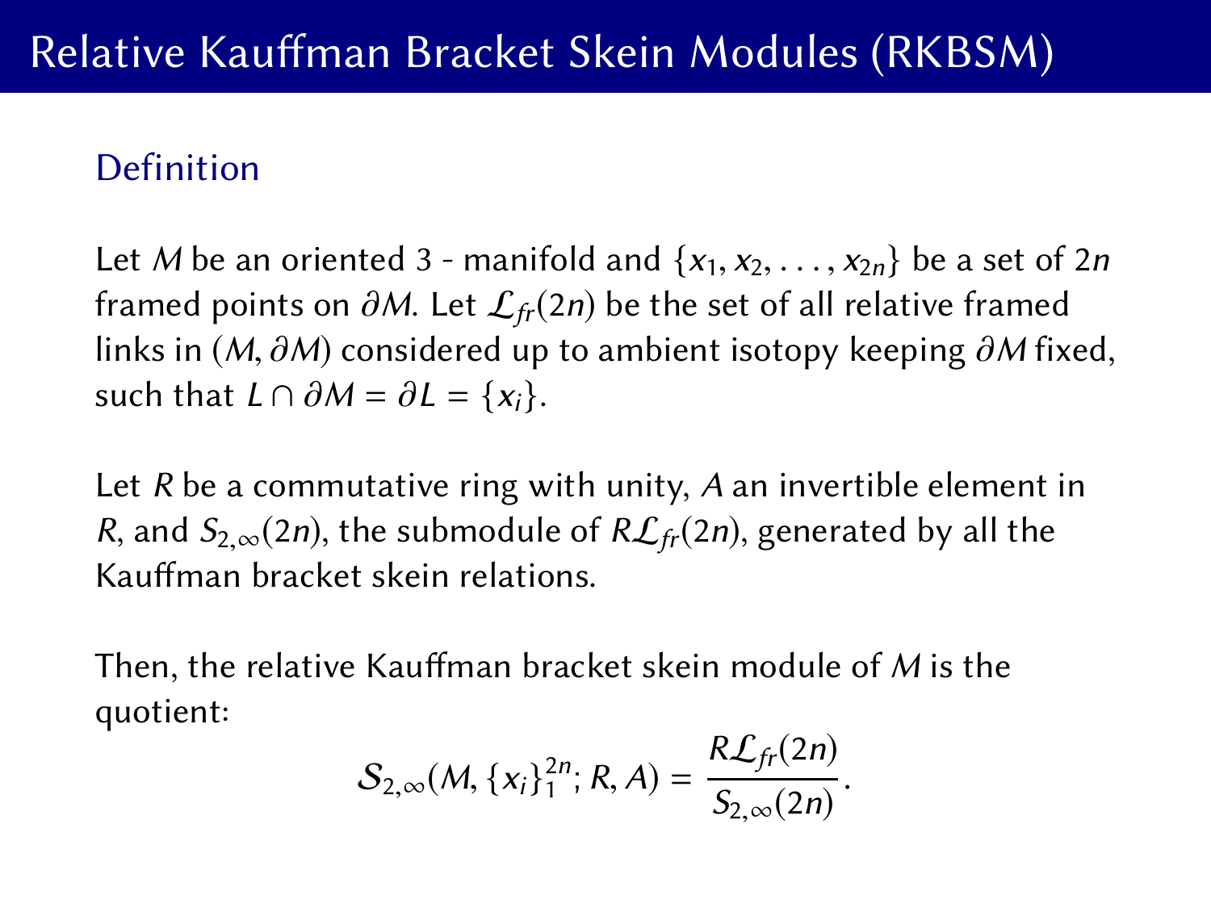# Relative Kauffman Bracket Skein Modules (RKBSM)

## Definition

Let $M$ be an oriented 3 - manifold and $\{x_1, x_2, \ldots, x_{2n}\}$ be a set of $2n$ framed points on $\partial M$. Let $\mathcal{L}_{fr}(2n)$ be the set of all relative framed links in $(M, \partial M)$ considered up to ambient isotopy keeping $\partial M$ fixed, such that $L \cap \partial M = \partial L = \{x_i\}$.

Let $R$ be a commutative ring with unity, $A$ an invertible element in $R$, and $S_{2,\infty}(2n)$, the submodule of $R\mathcal{L}_{fr}(2n)$, generated by all the Kauffman bracket skein relations.

Then, the relative Kauffman bracket skein module of $M$ is the quotient:

$$\mathcal{S}_{2,\infty}(M, \{x_i\}_1^{2n}; R, A) = \frac{R\mathcal{L}_{fr}(2n)}{S_{2,\infty}(2n)}.$$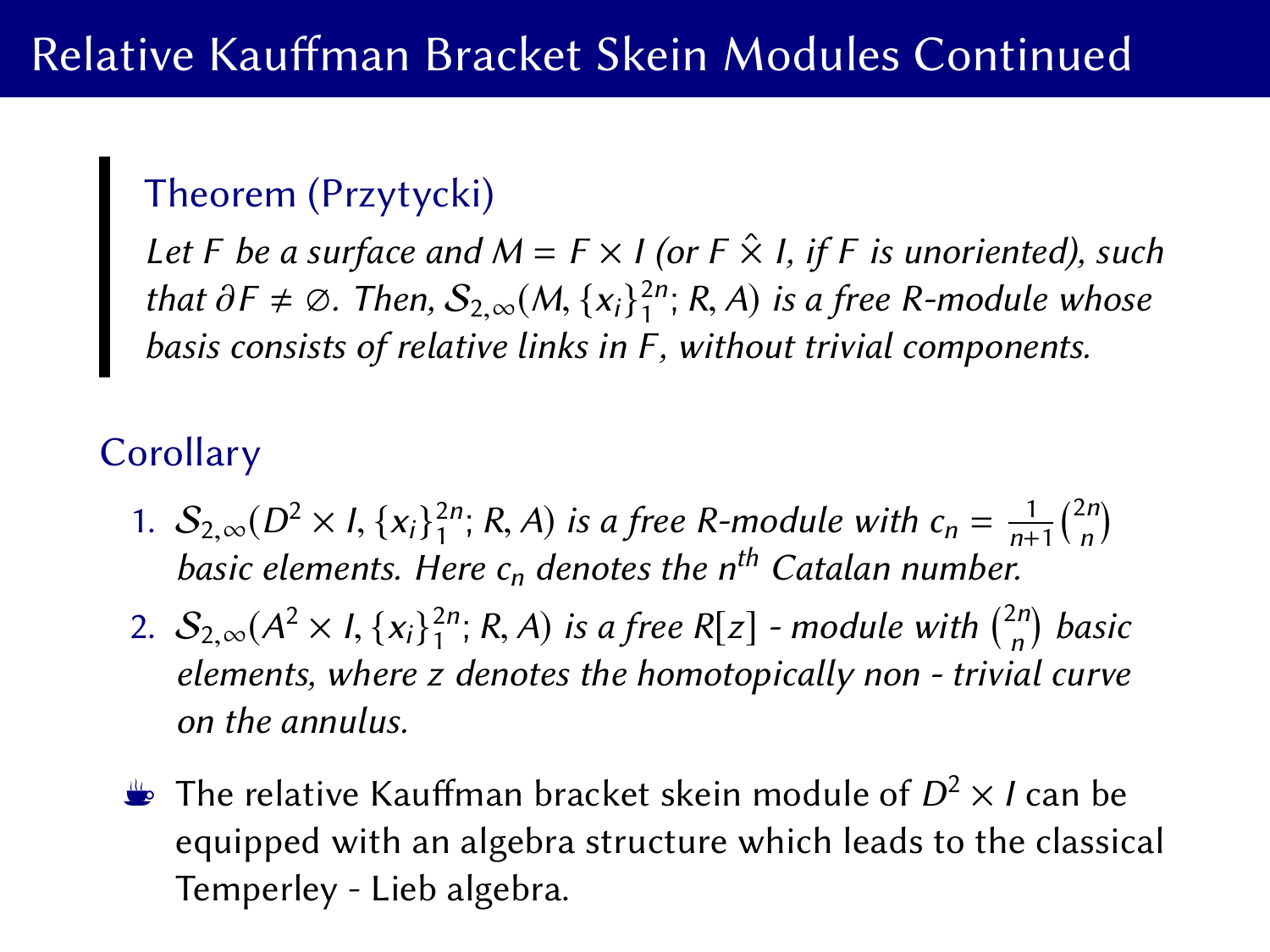# Relative Kauffman Bracket Skein Modules Continued

> **Theorem (Przytycki)**
>
> *Let $F$ be a surface and $M = F \times I$ (or $F \hat{\times} I$, if $F$ is unoriented), such that $\partial F \neq \emptyset$. Then, $\mathcal{S}_{2,\infty}(M, \{x_i\}_1^{2n}; R, A)$ is a free $R$-module whose basis consists of relative links in $F$, without trivial components.*

## Corollary

1. *$\mathcal{S}_{2,\infty}(D^2 \times I, \{x_i\}_1^{2n}; R, A)$ is a free $R$-module with $c_n = \frac{1}{n+1}\binom{2n}{n}$ basic elements. Here $c_n$ denotes the $n^{th}$ Catalan number.*
2. *$\mathcal{S}_{2,\infty}(A^2 \times I, \{x_i\}_1^{2n}; R, A)$ is a free $R[z]$ - module with $\binom{2n}{n}$ basic elements, where $z$ denotes the homotopically non - trivial curve on the annulus.*

- The relative Kauffman bracket skein module of $D^2 \times I$ can be equipped with an algebra structure which leads to the classical Temperley - Lieb algebra.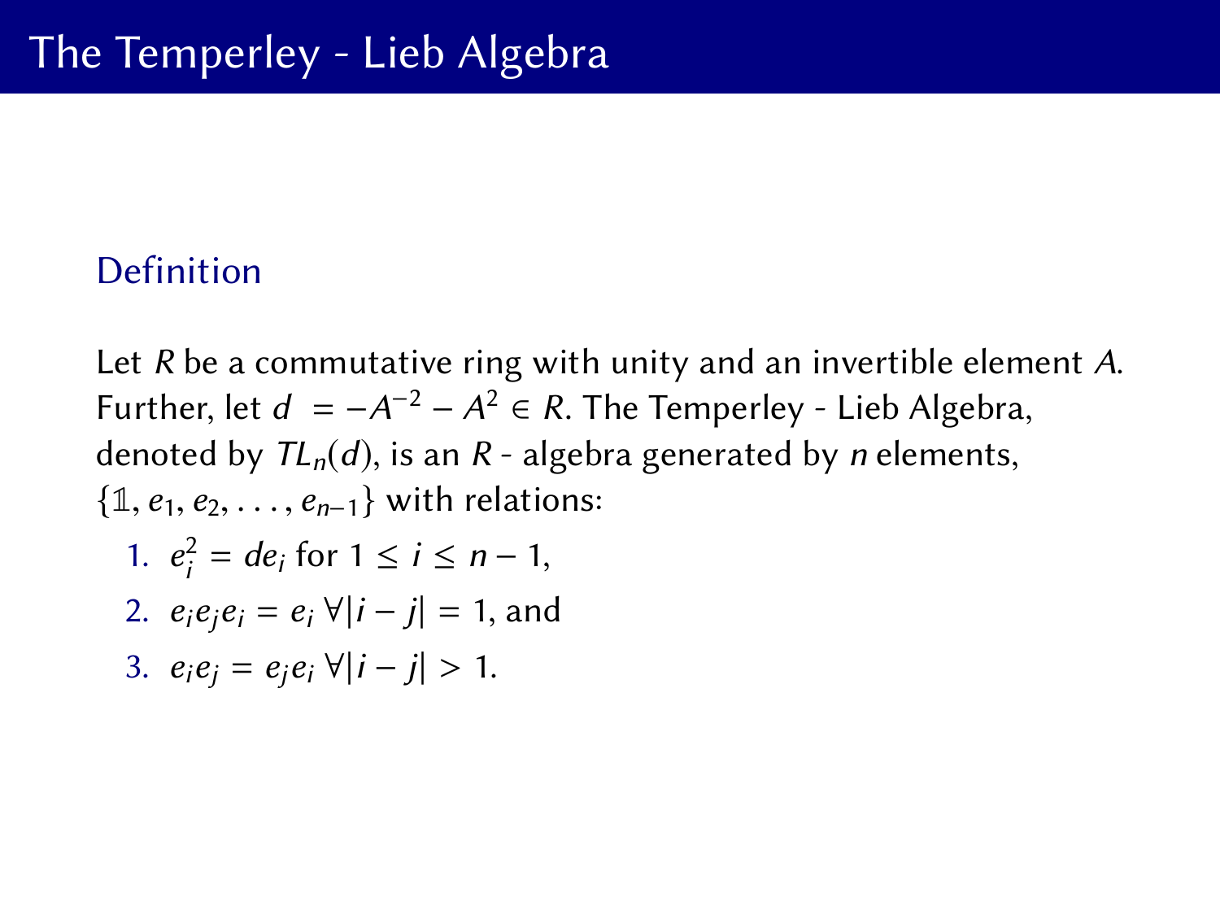# The Temperley - Lieb Algebra

### Definition

Let $R$ be a commutative ring with unity and an invertible element $A$. Further, let $d = -A^{-2} - A^2 \in R$. The Temperley - Lieb Algebra, denoted by $TL_n(d)$, is an $R$ - algebra generated by $n$ elements, $\{\mathbb{1}, e_1, e_2, \ldots, e_{n-1}\}$ with relations:

1. $e_i^2 = de_i$ for $1 \leq i \leq n-1$,
2. $e_i e_j e_i = e_i \ \forall |i - j| = 1$, and
3. $e_i e_j = e_j e_i \ \forall |i - j| > 1$.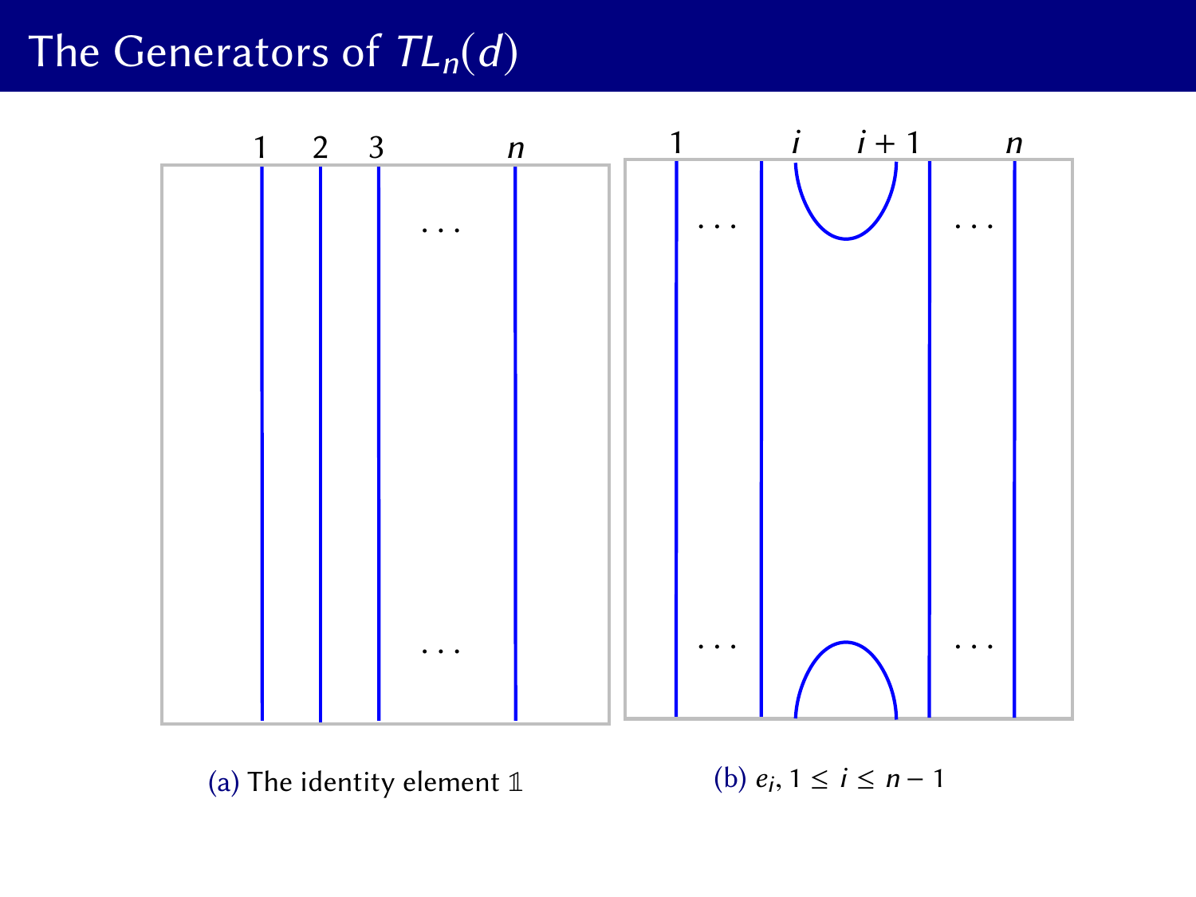# The Generators of $TL_n(d)$

(a) The identity element $\mathbb{1}$

(b) $e_i$, $1 \leq i \leq n-1$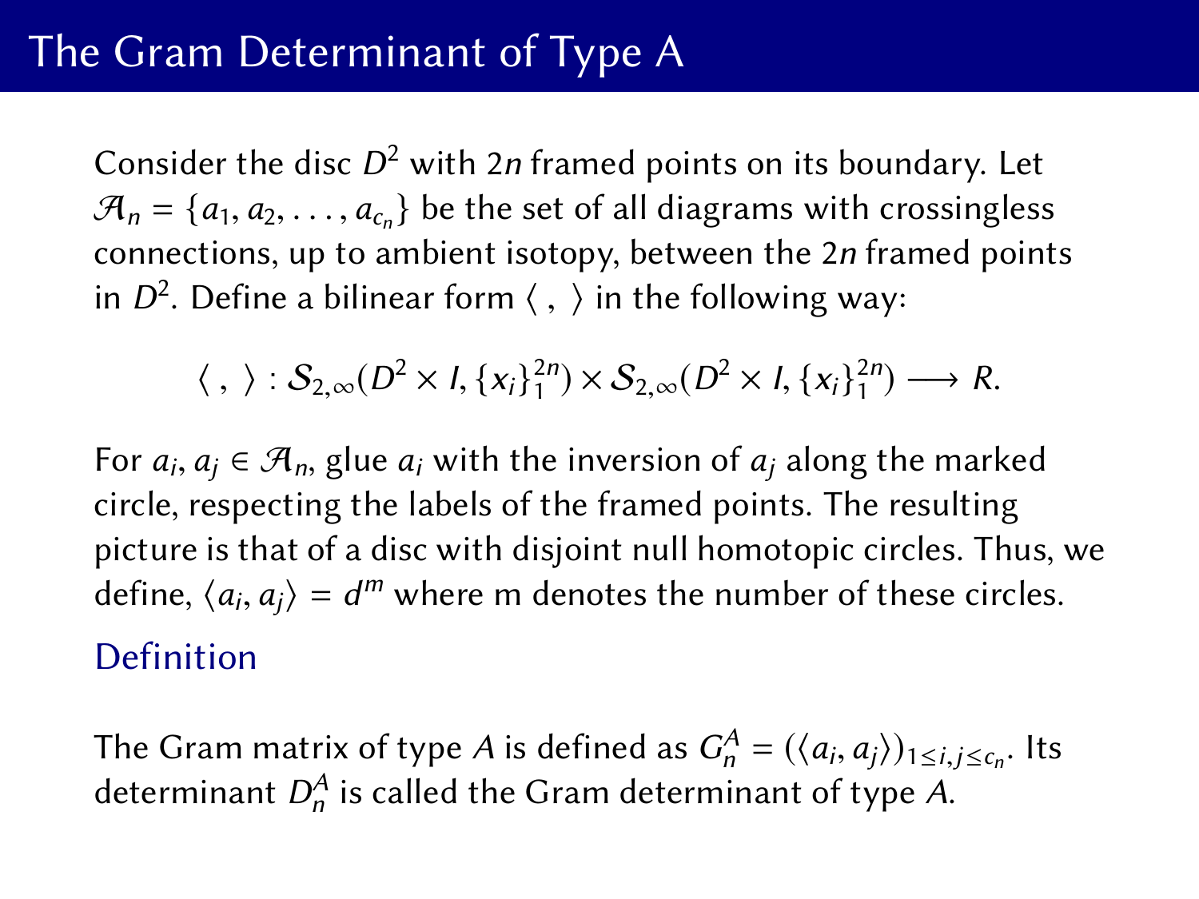# The Gram Determinant of Type A

Consider the disc $D^2$ with $2n$ framed points on its boundary. Let $\mathcal{A}_n = \{a_1, a_2, \ldots, a_{c_n}\}$ be the set of all diagrams with crossingless connections, up to ambient isotopy, between the $2n$ framed points in $D^2$. Define a bilinear form $\langle \, , \, \rangle$ in the following way:

$$\langle \, , \, \rangle : \mathcal{S}_{2,\infty}(D^2 \times I, \{x_i\}_1^{2n}) \times \mathcal{S}_{2,\infty}(D^2 \times I, \{x_i\}_1^{2n}) \longrightarrow R.$$

For $a_i, a_j \in \mathcal{A}_n$, glue $a_i$ with the inversion of $a_j$ along the marked circle, respecting the labels of the framed points. The resulting picture is that of a disc with disjoint null homotopic circles. Thus, we define, $\langle a_i, a_j \rangle = d^m$ where m denotes the number of these circles.

## Definition

The Gram matrix of type $A$ is defined as $G_n^A = (\langle a_i, a_j \rangle)_{1 \leq i,j \leq c_n}$. Its determinant $D_n^A$ is called the Gram determinant of type $A$.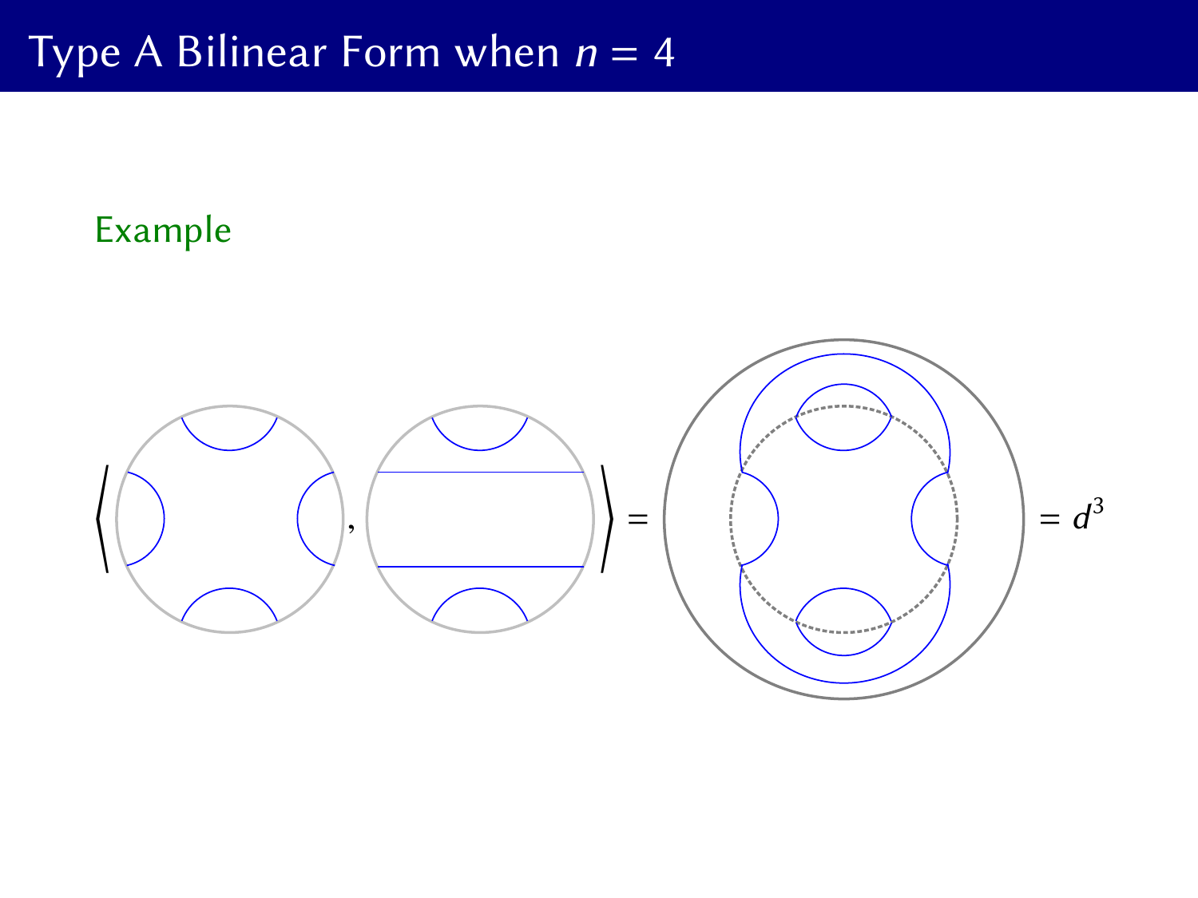# Type A Bilinear Form when $n = 4$

**Example**

$$\langle \;\cdot\;, \;\cdot\; \rangle = \;\cdot\; = d^3$$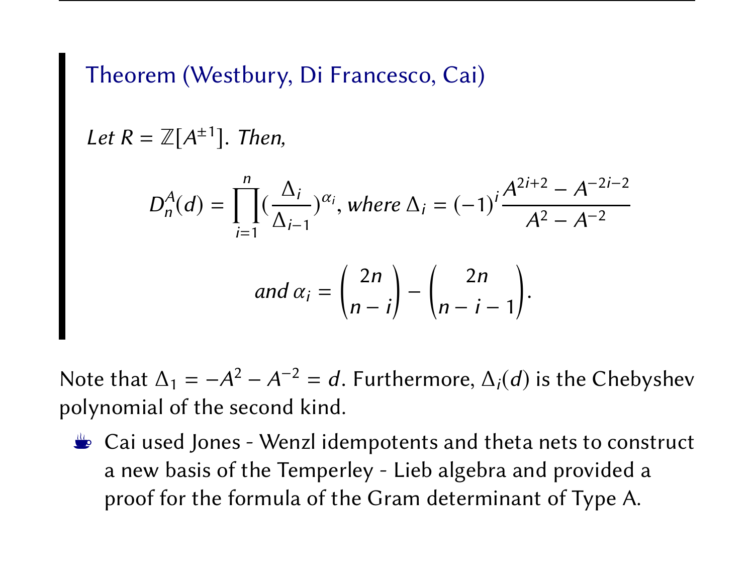**Theorem (Westbury, Di Francesco, Cai)**

*Let $R = \mathbb{Z}[A^{\pm 1}]$. Then,*

$$D_n^A(d) = \prod_{i=1}^{n} \left(\frac{\Delta_i}{\Delta_{i-1}}\right)^{\alpha_i}, \text{ where } \Delta_i = (-1)^i \frac{A^{2i+2} - A^{-2i-2}}{A^2 - A^{-2}}$$

$$\text{and } \alpha_i = \binom{2n}{n-i} - \binom{2n}{n-i-1}.$$

Note that $\Delta_1 = -A^2 - A^{-2} = d$. Furthermore, $\Delta_i(d)$ is the Chebyshev polynomial of the second kind.

- Cai used Jones - Wenzl idempotents and theta nets to construct a new basis of the Temperley - Lieb algebra and provided a proof for the formula of the Gram determinant of Type A.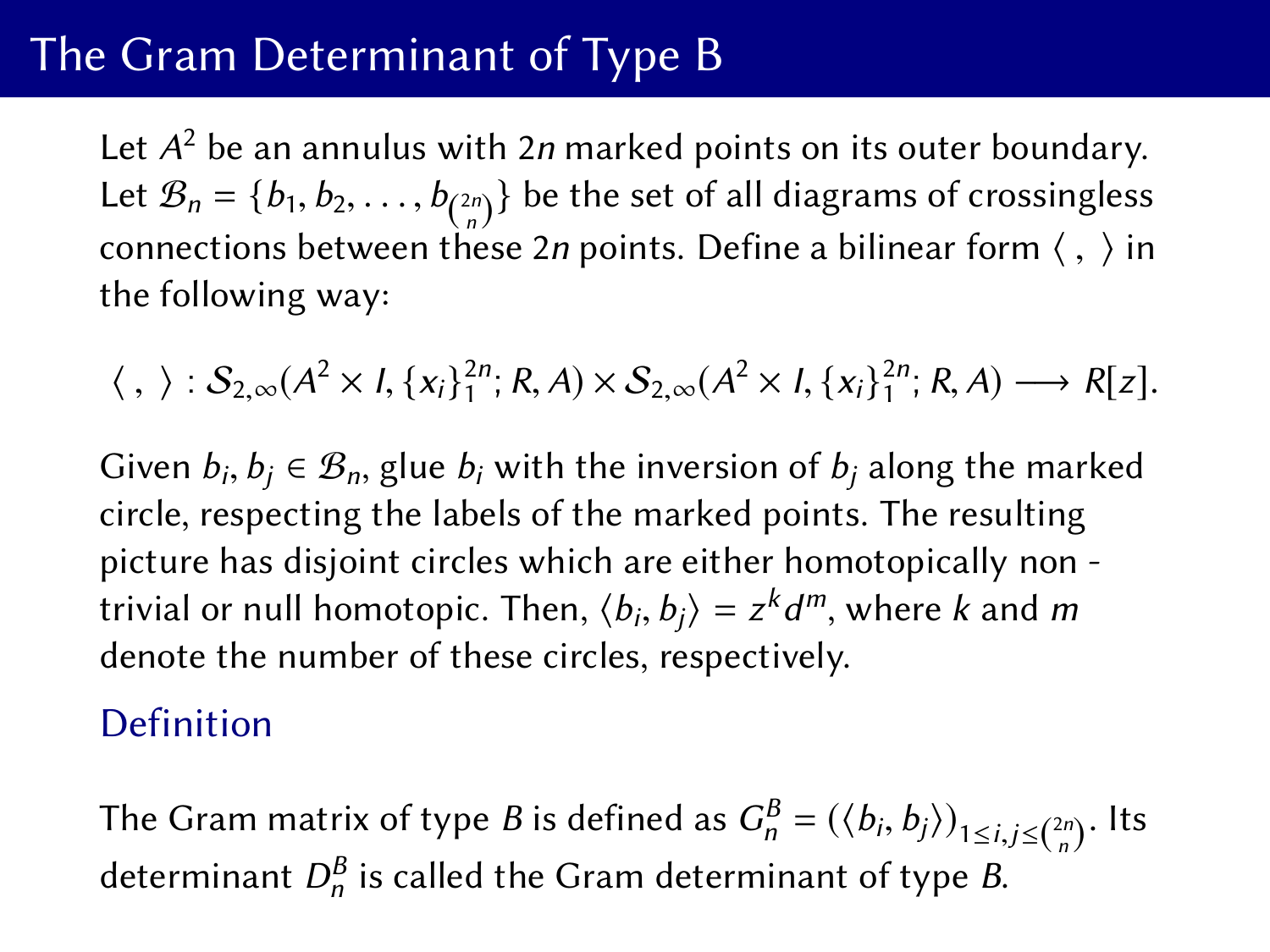# The Gram Determinant of Type B

Let $A^2$ be an annulus with $2n$ marked points on its outer boundary. Let $\mathcal{B}_n = \{b_1, b_2, \ldots, b_{\binom{2n}{n}}\}$ be the set of all diagrams of crossingless connections between these $2n$ points. Define a bilinear form $\langle\ ,\ \rangle$ in the following way:

$$\langle\ ,\ \rangle : \mathcal{S}_{2,\infty}(A^2 \times I, \{x_i\}_1^{2n}; R, A) \times \mathcal{S}_{2,\infty}(A^2 \times I, \{x_i\}_1^{2n}; R, A) \longrightarrow R[z].$$

Given $b_i, b_j \in \mathcal{B}_n$, glue $b_i$ with the inversion of $b_j$ along the marked circle, respecting the labels of the marked points. The resulting picture has disjoint circles which are either homotopically non - trivial or null homotopic. Then, $\langle b_i, b_j \rangle = z^k d^m$, where $k$ and $m$ denote the number of these circles, respectively.

## Definition

The Gram matrix of type $B$ is defined as $G_n^B = (\langle b_i, b_j \rangle)_{1 \leq i,j \leq \binom{2n}{n}}$. Its determinant $D_n^B$ is called the Gram determinant of type $B$.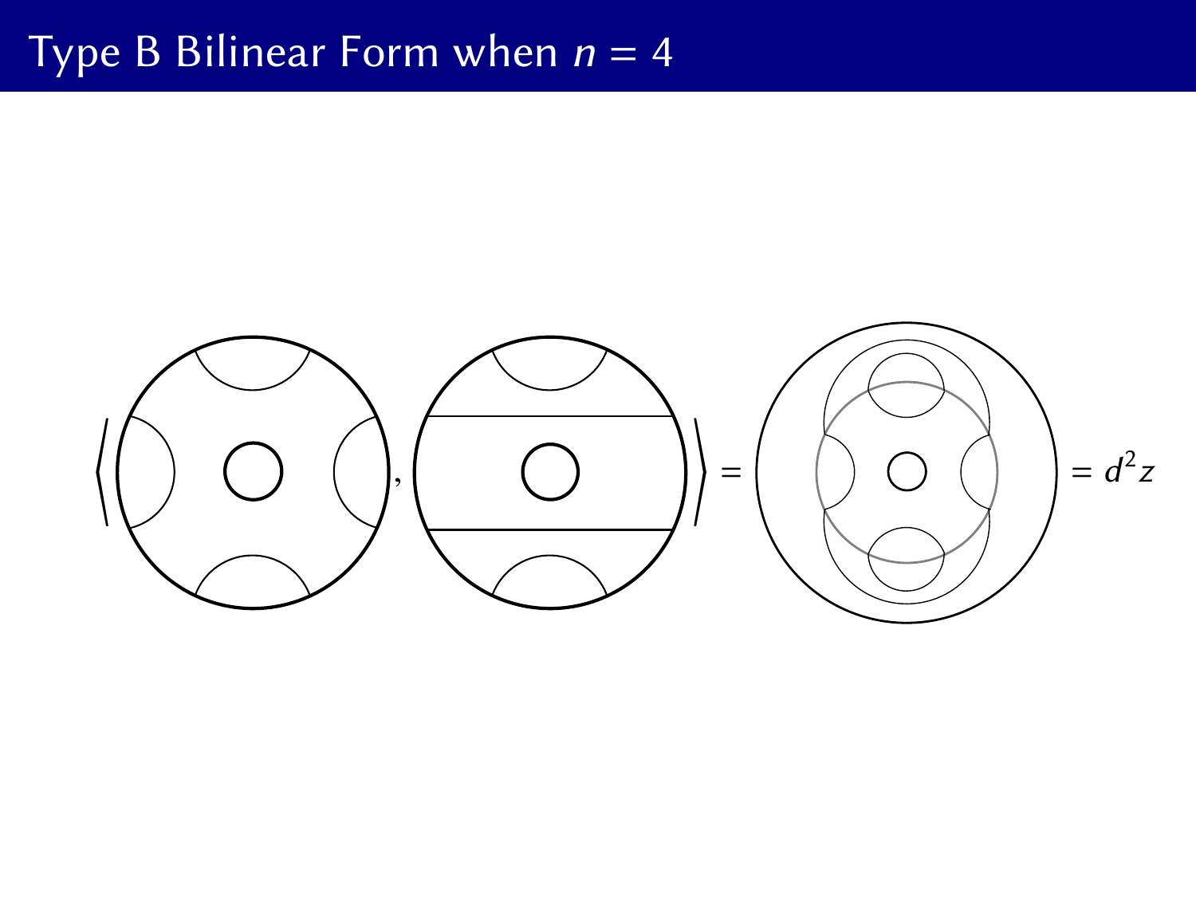# Type B Bilinear Form when $n = 4$

$$= d^2 z$$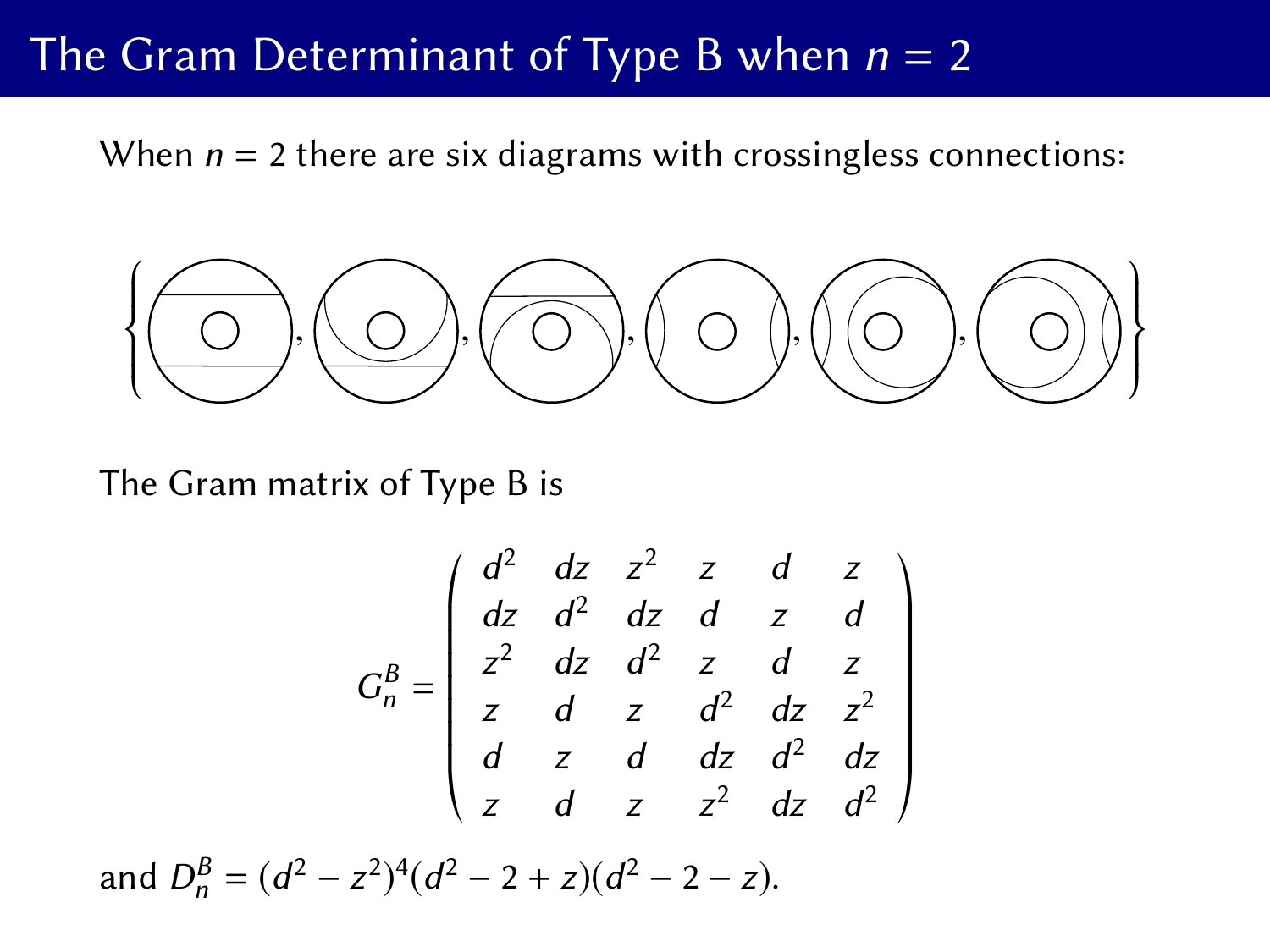# The Gram Determinant of Type B when $n = 2$

When $n = 2$ there are six diagrams with crossingless connections:

The Gram matrix of Type B is

$$G_n^B = \begin{pmatrix} d^2 & dz & z^2 & z & d & z \\ dz & d^2 & dz & d & z & d \\ z^2 & dz & d^2 & z & d & z \\ z & d & z & d^2 & dz & z^2 \\ d & z & d & dz & d^2 & dz \\ z & d & z & z^2 & dz & d^2 \end{pmatrix}$$

and $D_n^B = (d^2 - z^2)^4(d^2 - 2 + z)(d^2 - 2 - z)$.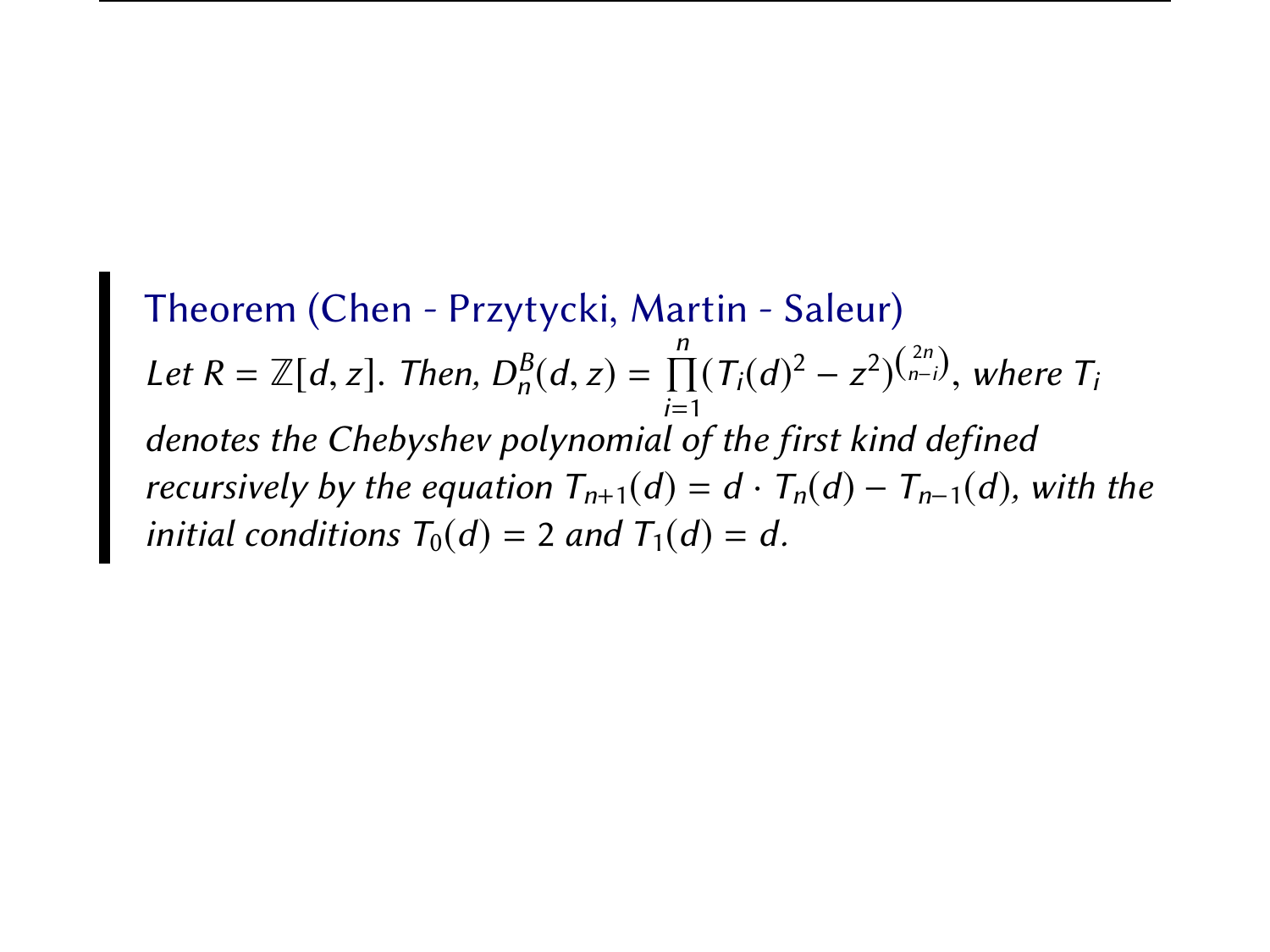**Theorem (Chen - Przytycki, Martin - Saleur)**

*Let $R = \mathbb{Z}[d, z]$. Then, $D_n^B(d, z) = \prod_{i=1}^{n} (T_i(d)^2 - z^2)^{\binom{2n}{n-i}}$, where $T_i$ denotes the Chebyshev polynomial of the first kind defined recursively by the equation $T_{n+1}(d) = d \cdot T_n(d) - T_{n-1}(d)$, with the initial conditions $T_0(d) = 2$ and $T_1(d) = d$.*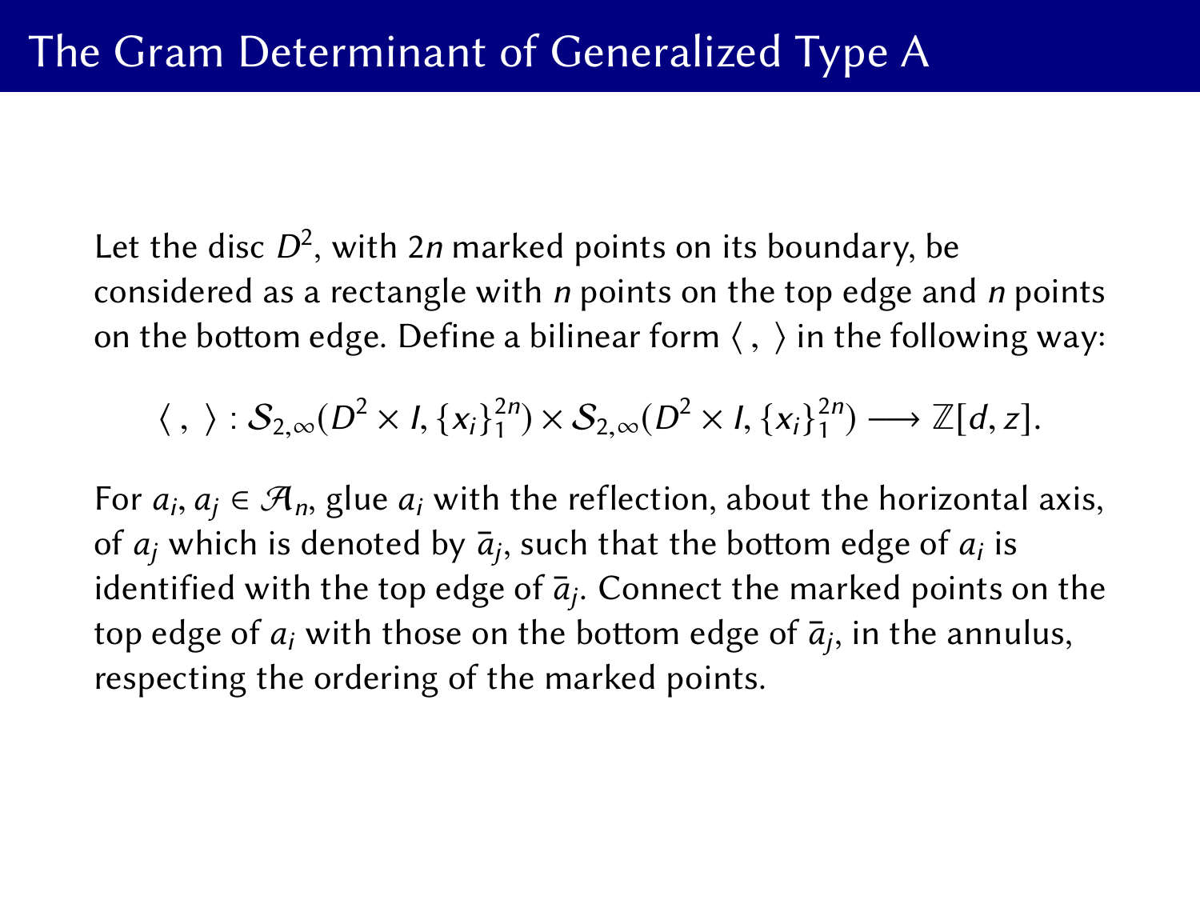# The Gram Determinant of Generalized Type A

Let the disc $D^2$, with $2n$ marked points on its boundary, be considered as a rectangle with $n$ points on the top edge and $n$ points on the bottom edge. Define a bilinear form $\langle\ ,\ \rangle$ in the following way:

$$\langle\ ,\ \rangle : \mathcal{S}_{2,\infty}(D^2 \times I, \{x_i\}_1^{2n}) \times \mathcal{S}_{2,\infty}(D^2 \times I, \{x_i\}_1^{2n}) \longrightarrow \mathbb{Z}[d, z].$$

For $a_i, a_j \in \mathcal{A}_n$, glue $a_i$ with the reflection, about the horizontal axis, of $a_j$ which is denoted by $\bar{a}_j$, such that the bottom edge of $a_i$ is identified with the top edge of $\bar{a}_j$. Connect the marked points on the top edge of $a_i$ with those on the bottom edge of $\bar{a}_j$, in the annulus, respecting the ordering of the marked points.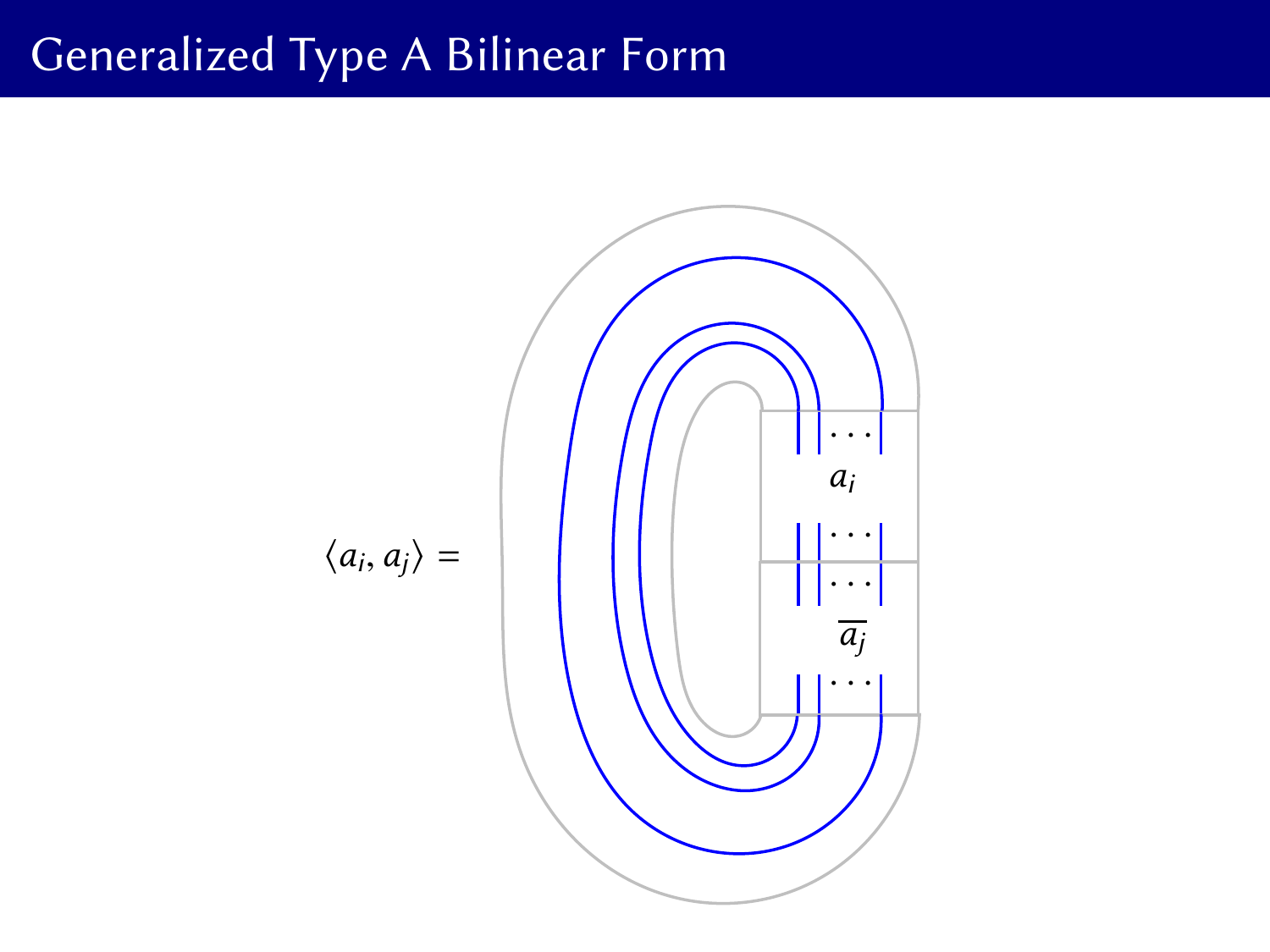# Generalized Type A Bilinear Form

$$\langle a_i, a_j \rangle =$$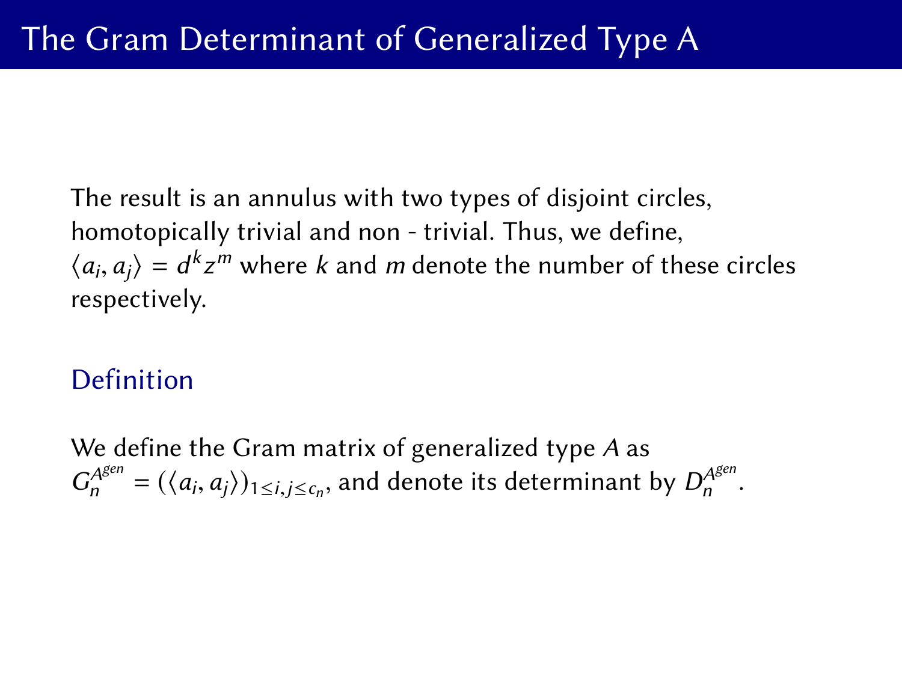# The Gram Determinant of Generalized Type A

The result is an annulus with two types of disjoint circles, homotopically trivial and non - trivial. Thus, we define, $\langle a_i, a_j \rangle = d^k z^m$ where $k$ and $m$ denote the number of these circles respectively.

### Definition

We define the Gram matrix of generalized type $A$ as $G_n^{A^{gen}} = (\langle a_i, a_j \rangle)_{1 \leq i,j \leq c_n}$, and denote its determinant by $D_n^{A^{gen}}$.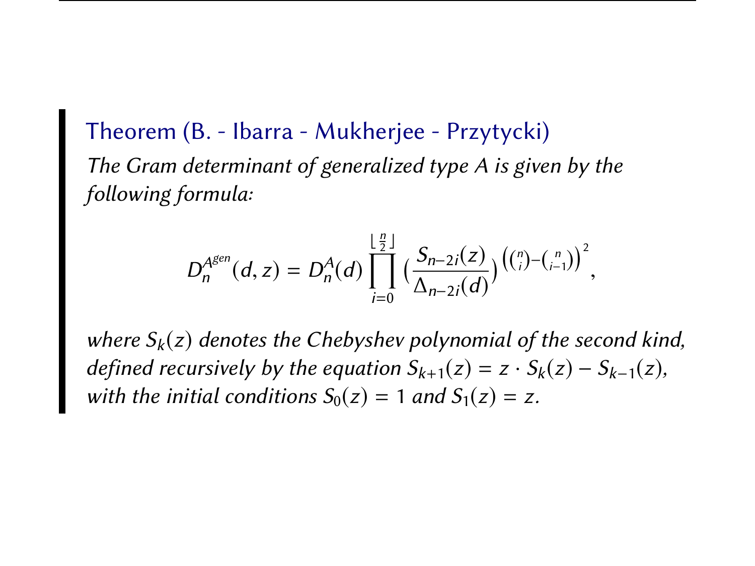**Theorem (B. - Ibarra - Mukherjee - Przytycki)**

*The Gram determinant of generalized type A is given by the following formula:*

$$D_n^{A^{gen}}(d,z) = D_n^A(d) \prod_{i=0}^{\lfloor \frac{n}{2} \rfloor} \Big(\frac{S_{n-2i}(z)}{\Delta_{n-2i}(d)}\Big)^{\left(\binom{n}{i}-\binom{n}{i-1}\right)^2},$$

*where $S_k(z)$ denotes the Chebyshev polynomial of the second kind, defined recursively by the equation $S_{k+1}(z) = z \cdot S_k(z) - S_{k-1}(z)$, with the initial conditions $S_0(z) = 1$ and $S_1(z) = z$.*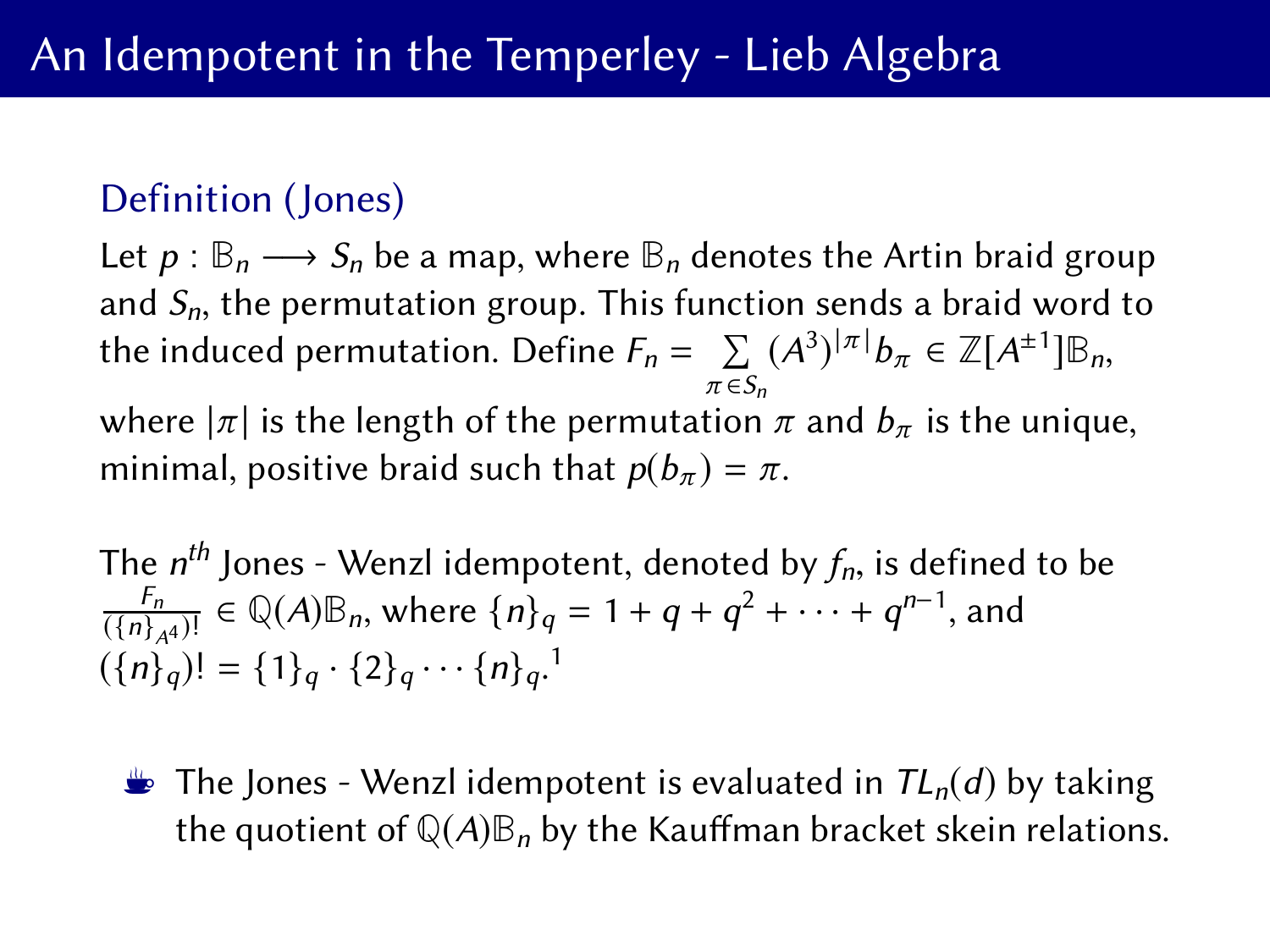# An Idempotent in the Temperley - Lieb Algebra

## Definition (Jones)

Let $p : \mathbb{B}_n \longrightarrow S_n$ be a map, where $\mathbb{B}_n$ denotes the Artin braid group and $S_n$, the permutation group. This function sends a braid word to the induced permutation. Define $F_n = \sum_{\pi \in S_n} (A^3)^{|\pi|} b_\pi \in \mathbb{Z}[A^{\pm 1}]\mathbb{B}_n$, where $|\pi|$ is the length of the permutation $\pi$ and $b_\pi$ is the unique, minimal, positive braid such that $p(b_\pi) = \pi$.

The $n^{th}$ Jones - Wenzl idempotent, denoted by $f_n$, is defined to be $\frac{F_n}{(\{n\}_{A^4})!} \in \mathbb{Q}(A)\mathbb{B}_n$, where $\{n\}_q = 1 + q + q^2 + \cdots + q^{n-1}$, and $(\{n\}_q)! = \{1\}_q \cdot \{2\}_q \cdots \{n\}_q$.[1]

- The Jones - Wenzl idempotent is evaluated in $TL_n(d)$ by taking the quotient of $\mathbb{Q}(A)\mathbb{B}_n$ by the Kauffman bracket skein relations.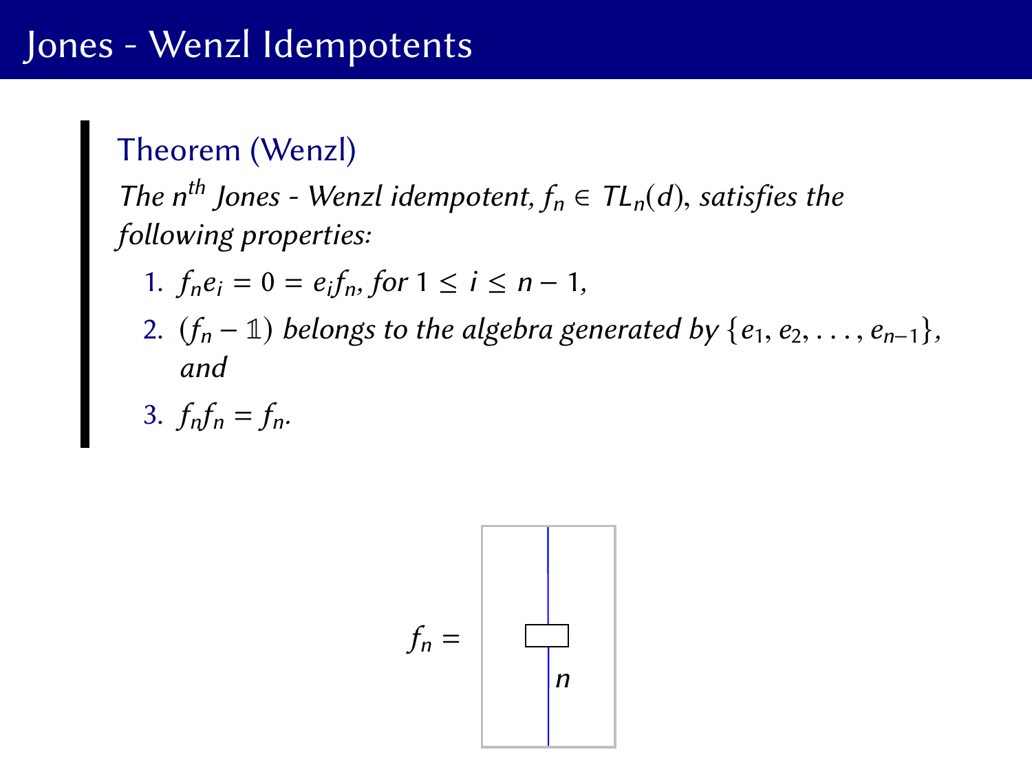# Jones - Wenzl Idempotents

**Theorem (Wenzl)**

*The $n^{th}$ Jones - Wenzl idempotent, $f_n \in TL_n(d)$, satisfies the following properties:*

1. $f_n e_i = 0 = e_i f_n$, *for* $1 \leq i \leq n-1$,
2. $(f_n - \mathbb{1})$ *belongs to the algebra generated by* $\{e_1, e_2, \ldots, e_{n-1}\}$, *and*
3. $f_n f_n = f_n$.

$f_n =$ 

n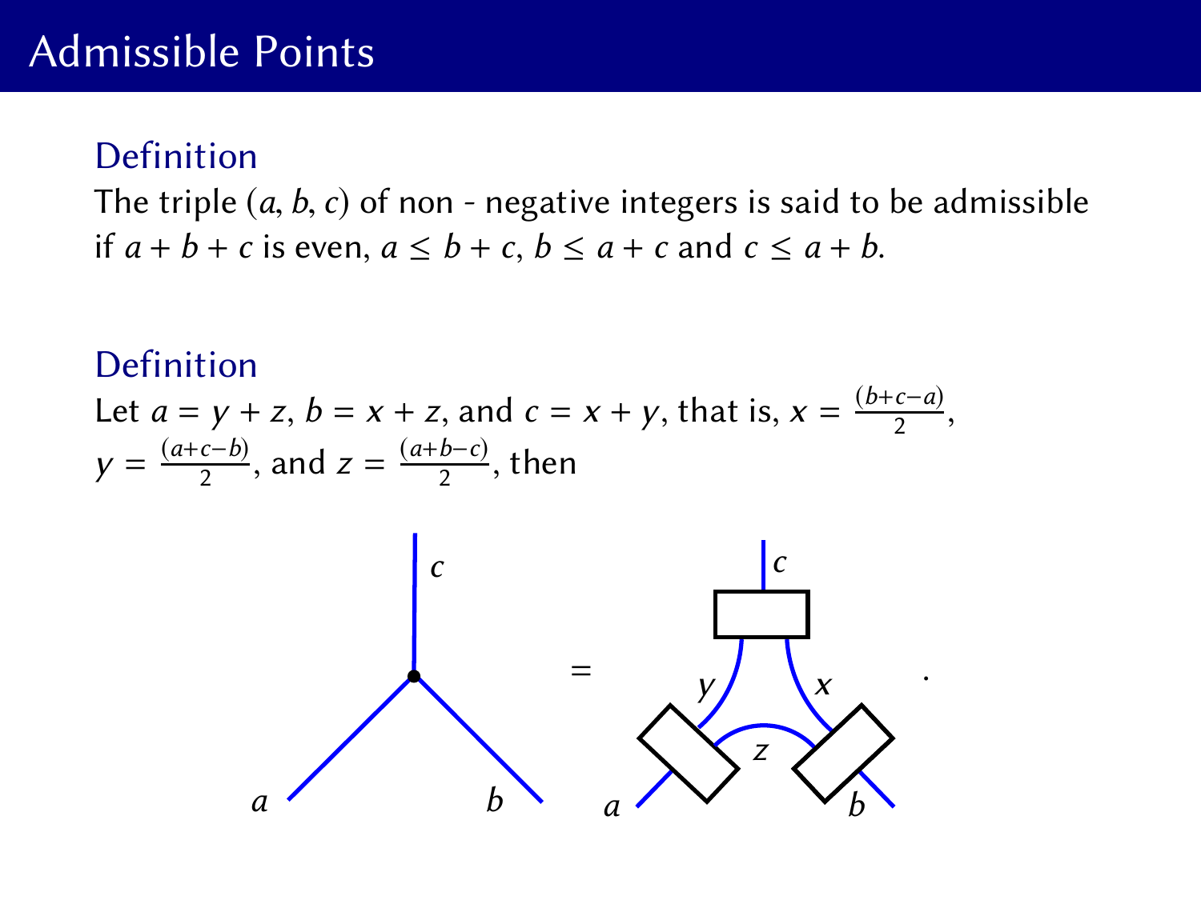# Admissible Points

**Definition**

The triple $(a, b, c)$ of non - negative integers is said to be admissible if $a + b + c$ is even, $a \leq b + c$, $b \leq a + c$ and $c \leq a + b$.

**Definition**

Let $a = y + z$, $b = x + z$, and $c = x + y$, that is, $x = \frac{(b+c-a)}{2}$, $y = \frac{(a+c-b)}{2}$, and $z = \frac{(a+b-c)}{2}$, then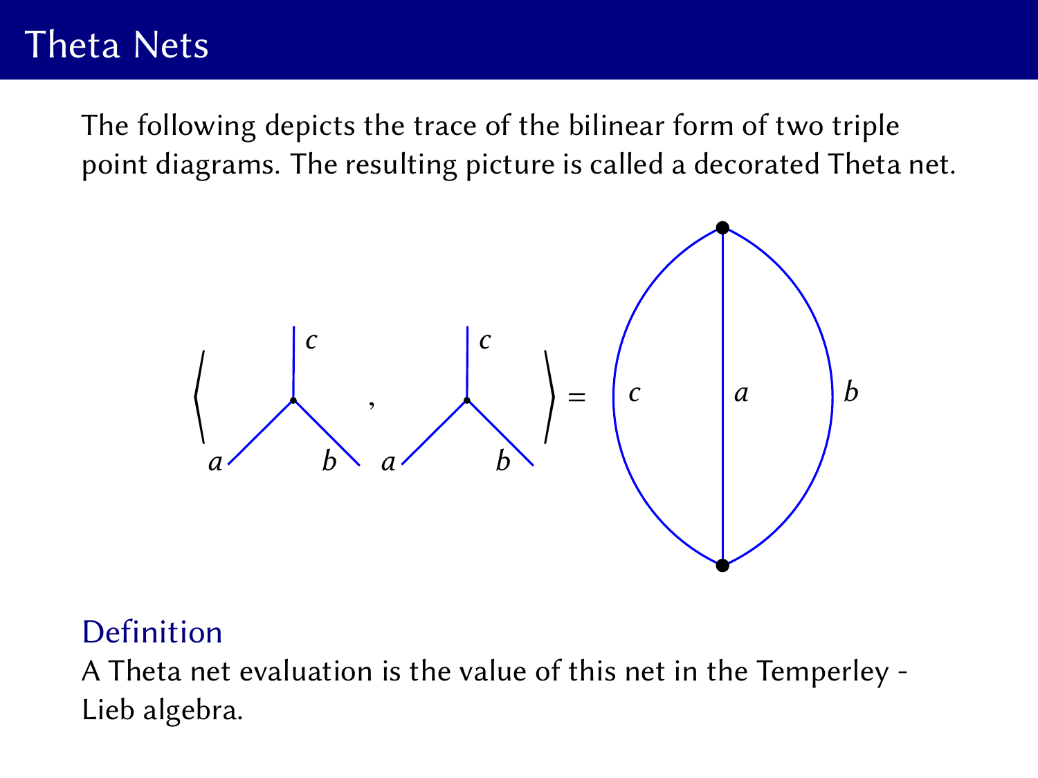# Theta Nets

The following depicts the trace of the bilinear form of two triple point diagrams. The resulting picture is called a decorated Theta net.

**Definition**

A Theta net evaluation is the value of this net in the Temperley - Lieb algebra.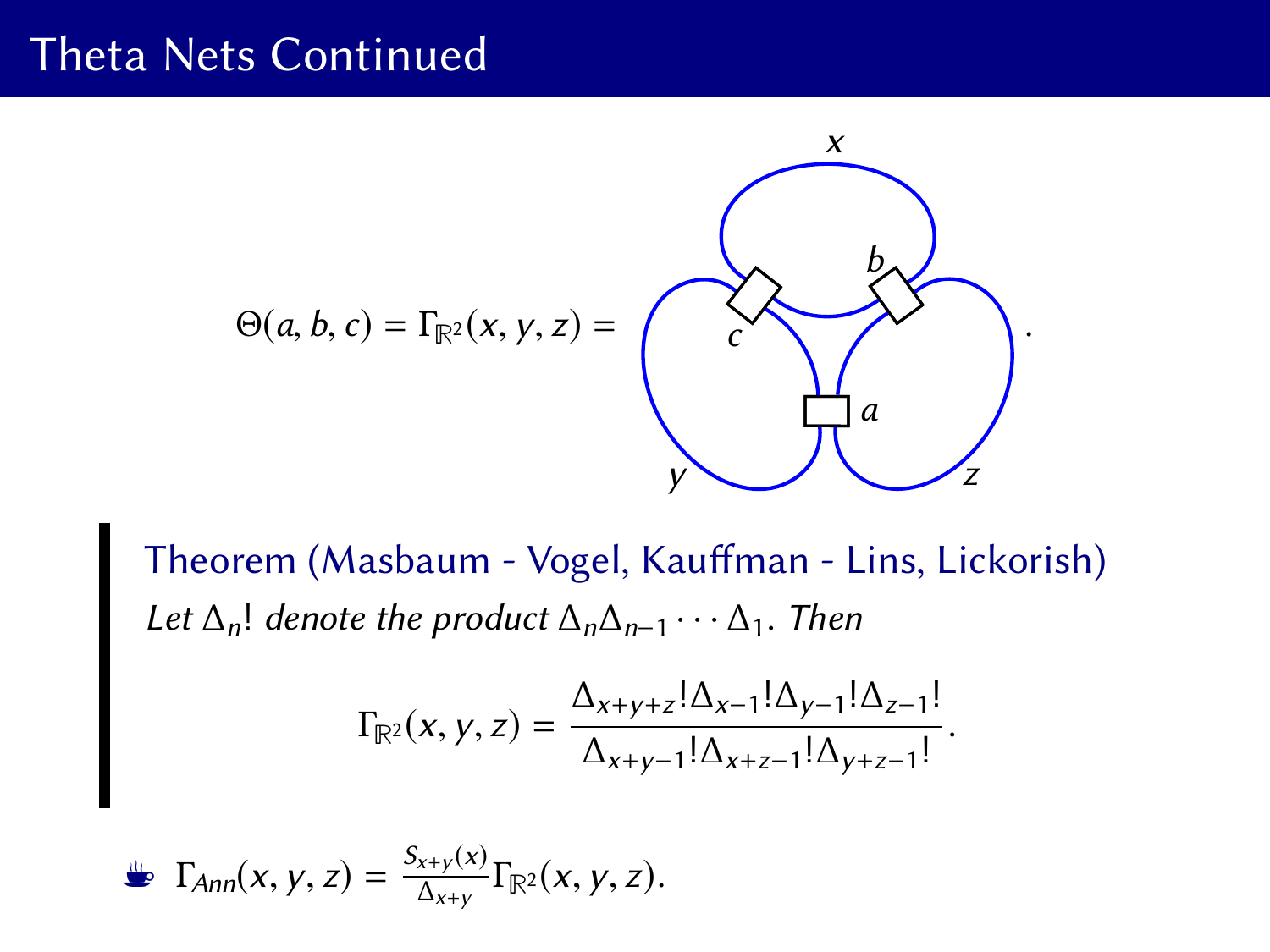# Theta Nets Continued

$$\Theta(a, b, c) = \Gamma_{\mathbb{R}^2}(x, y, z) = $$

**Theorem (Masbaum - Vogel, Kauffman - Lins, Lickorish)**

*Let $\Delta_n!$ denote the product $\Delta_n \Delta_{n-1} \cdots \Delta_1$. Then*

$$\Gamma_{\mathbb{R}^2}(x, y, z) = \frac{\Delta_{x+y+z}! \Delta_{x-1}! \Delta_{y-1}! \Delta_{z-1}!}{\Delta_{x+y-1}! \Delta_{x+z-1}! \Delta_{y+z-1}!}.$$

- $\Gamma_{Ann}(x, y, z) = \frac{S_{x+y}(x)}{\Delta_{x+y}} \Gamma_{\mathbb{R}^2}(x, y, z).$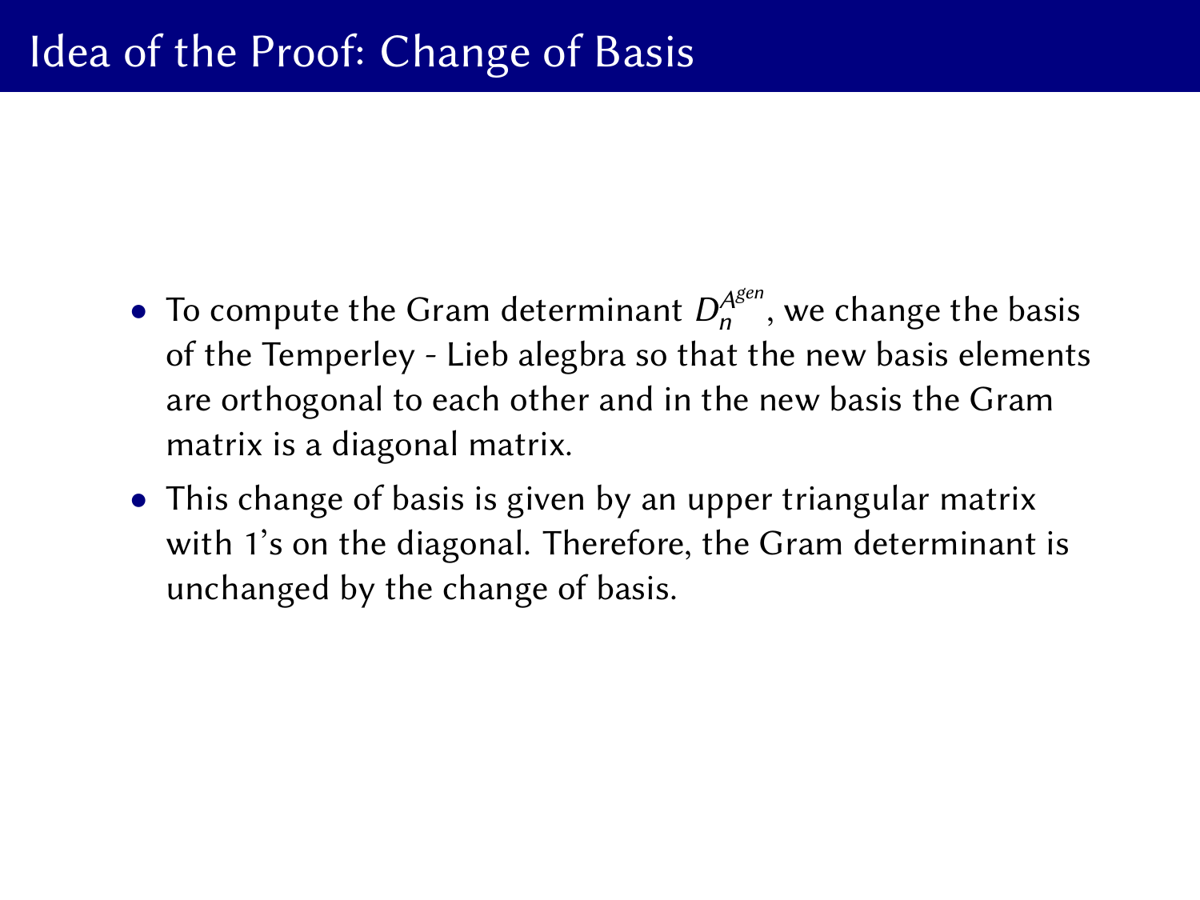# Idea of the Proof: Change of Basis

- To compute the Gram determinant $D_n^{A^{gen}}$, we change the basis of the Temperley - Lieb alegbra so that the new basis elements are orthogonal to each other and in the new basis the Gram matrix is a diagonal matrix.
- This change of basis is given by an upper triangular matrix with 1's on the diagonal. Therefore, the Gram determinant is unchanged by the change of basis.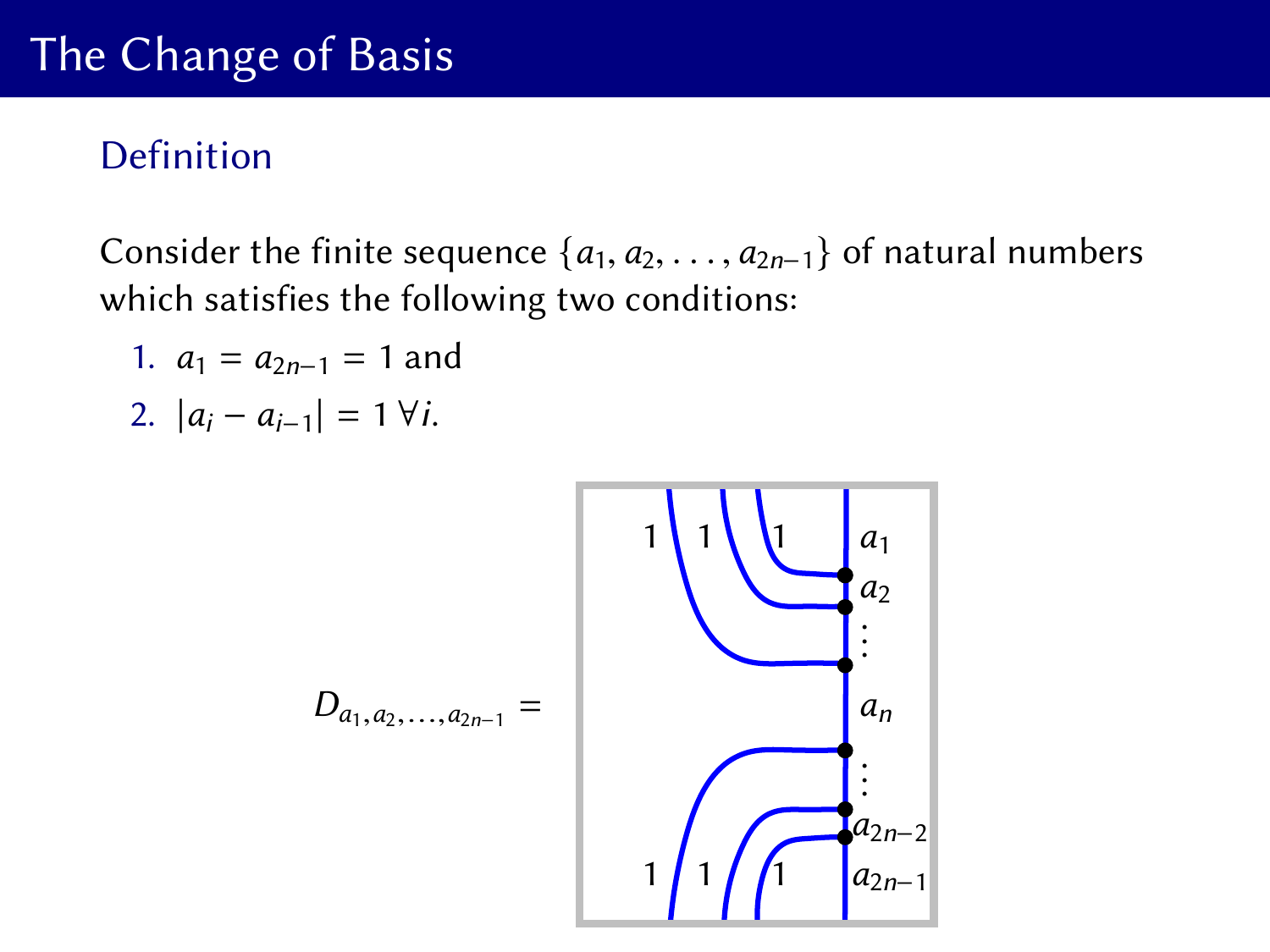# The Change of Basis

## Definition

Consider the finite sequence $\{a_1, a_2, \ldots, a_{2n-1}\}$ of natural numbers which satisfies the following two conditions:

1. $a_1 = a_{2n-1} = 1$ and
2. $|a_i - a_{i-1}| = 1 \,\forall i$.

$D_{a_1, a_2, \ldots, a_{2n-1}} =$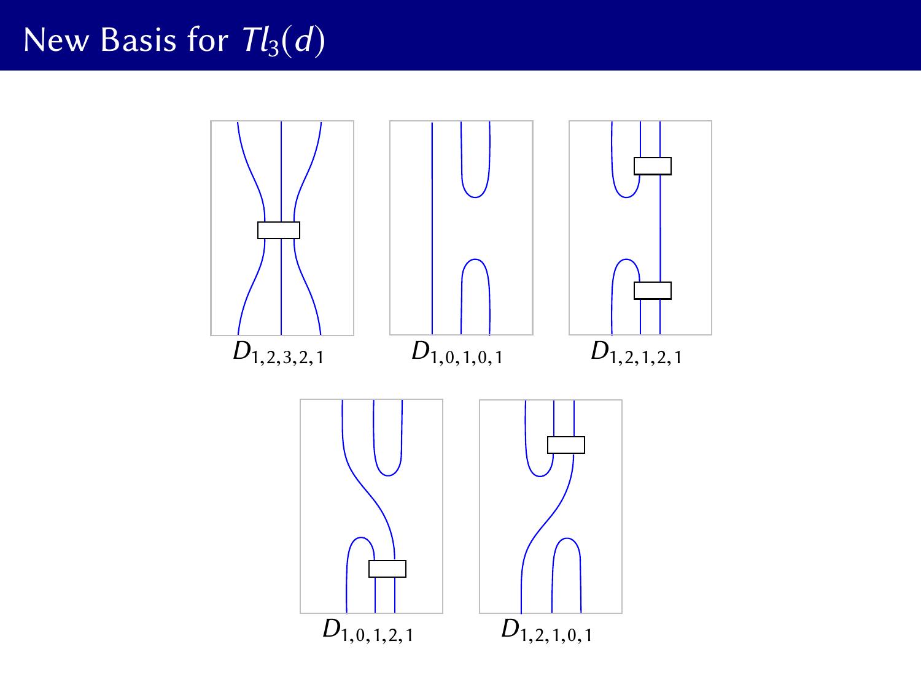# New Basis for $Tl_3(d)$

$D_{1,2,3,2,1}$

$D_{1,0,1,0,1}$

$D_{1,2,1,2,1}$

$D_{1,0,1,2,1}$

$D_{1,2,1,0,1}$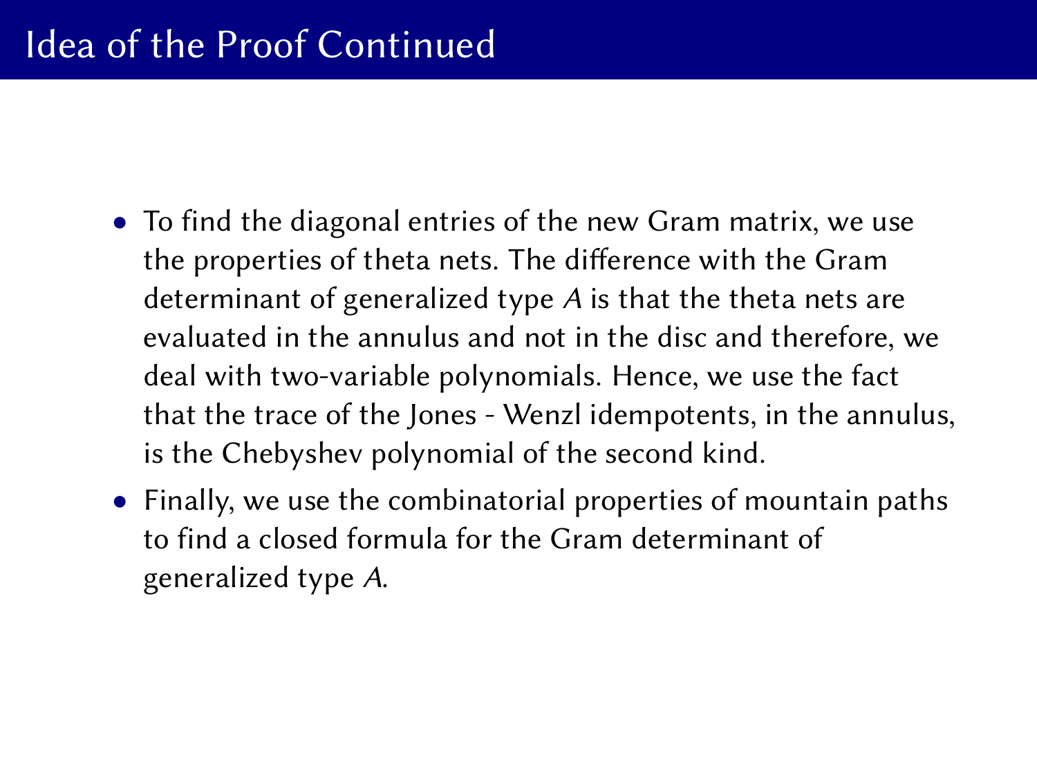# Idea of the Proof Continued

- To find the diagonal entries of the new Gram matrix, we use the properties of theta nets. The difference with the Gram determinant of generalized type $A$ is that the theta nets are evaluated in the annulus and not in the disc and therefore, we deal with two-variable polynomials. Hence, we use the fact that the trace of the Jones - Wenzl idempotents, in the annulus, is the Chebyshev polynomial of the second kind.
- Finally, we use the combinatorial properties of mountain paths to find a closed formula for the Gram determinant of generalized type $A$.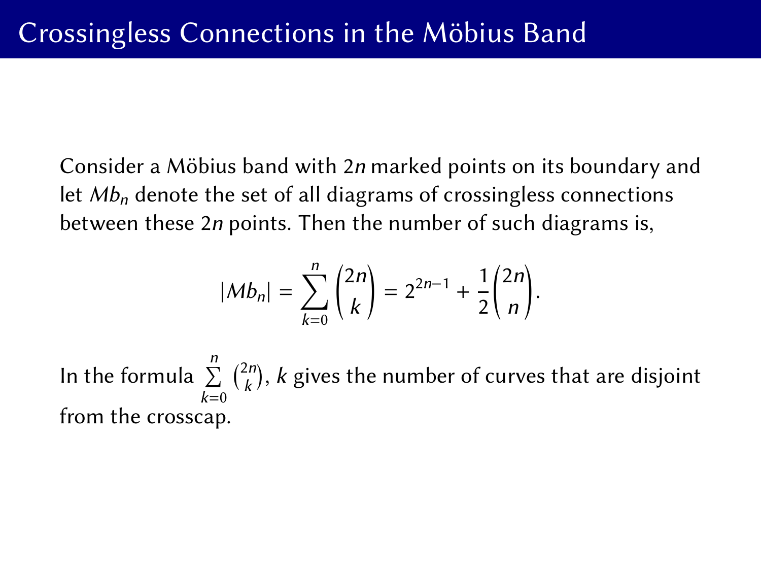# Crossingless Connections in the Möbius Band

Consider a Möbius band with $2n$ marked points on its boundary and let $Mb_n$ denote the set of all diagrams of crossingless connections between these $2n$ points. Then the number of such diagrams is,

$$|Mb_n| = \sum_{k=0}^{n} \binom{2n}{k} = 2^{2n-1} + \frac{1}{2}\binom{2n}{n}.$$

In the formula $\sum\limits_{k=0}^{n} \binom{2n}{k}$, $k$ gives the number of curves that are disjoint from the crosscap.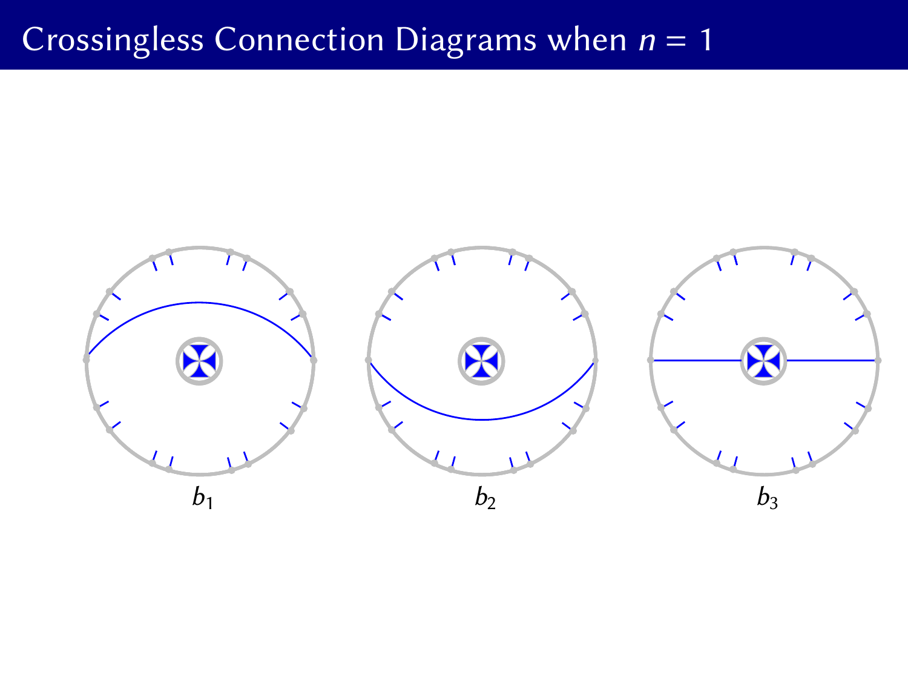# Crossingless Connection Diagrams when $n = 1$

$b_1$ $b_2$ $b_3$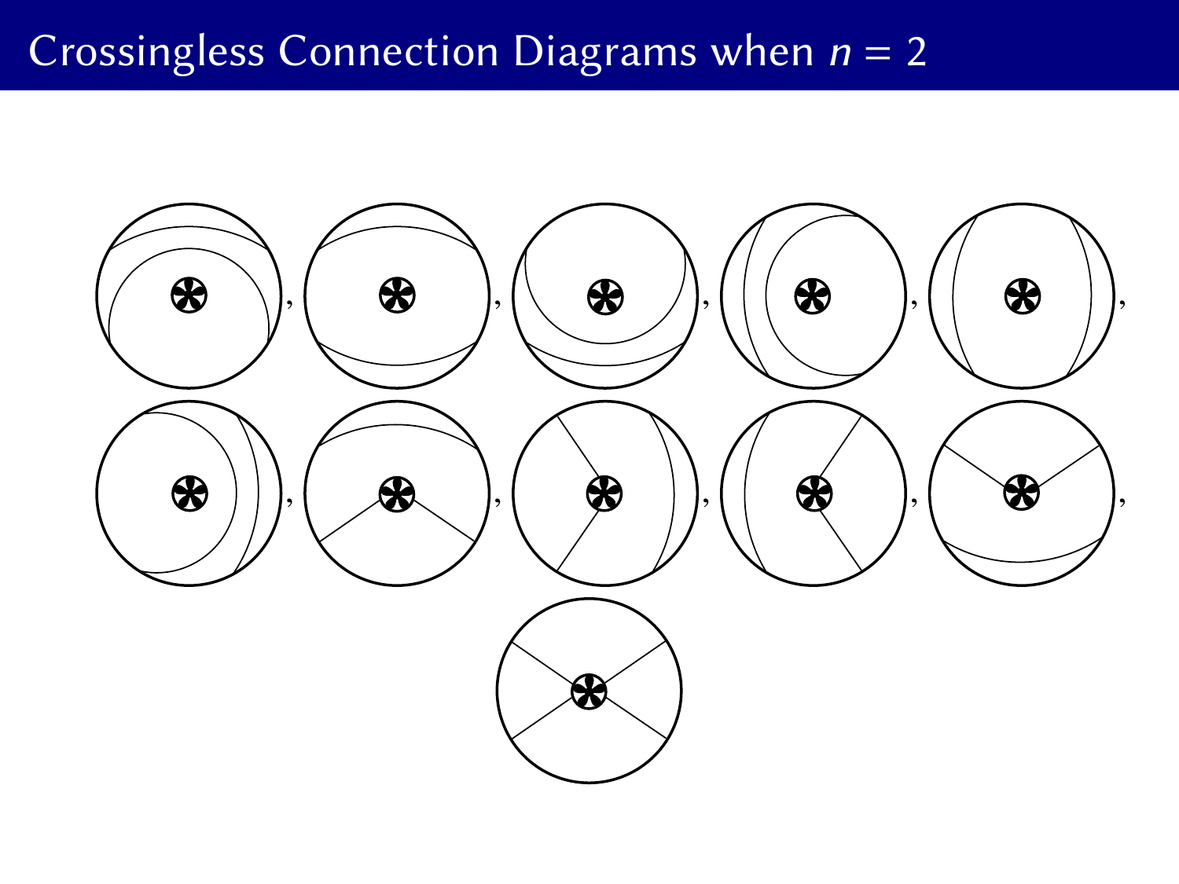# Crossingless Connection Diagrams when $n = 2$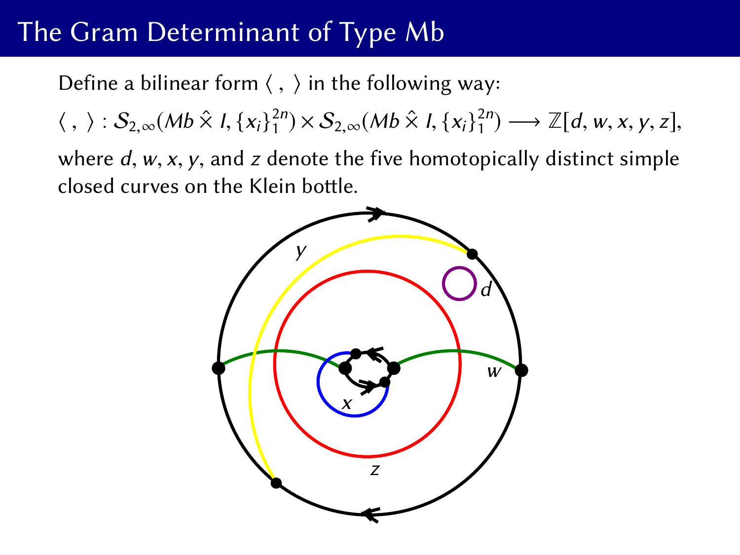# The Gram Determinant of Type Mb

Define a bilinear form $\langle\, ,\, \rangle$ in the following way:

$\langle\, ,\, \rangle : \mathcal{S}_{2,\infty}(Mb \,\hat{\times}\, I, \{x_i\}_1^{2n}) \times \mathcal{S}_{2,\infty}(Mb \,\hat{\times}\, I, \{x_i\}_1^{2n}) \longrightarrow \mathbb{Z}[d, w, x, y, z]$,

where $d$, $w$, $x$, $y$, and $z$ denote the five homotopically distinct simple closed curves on the Klein bottle.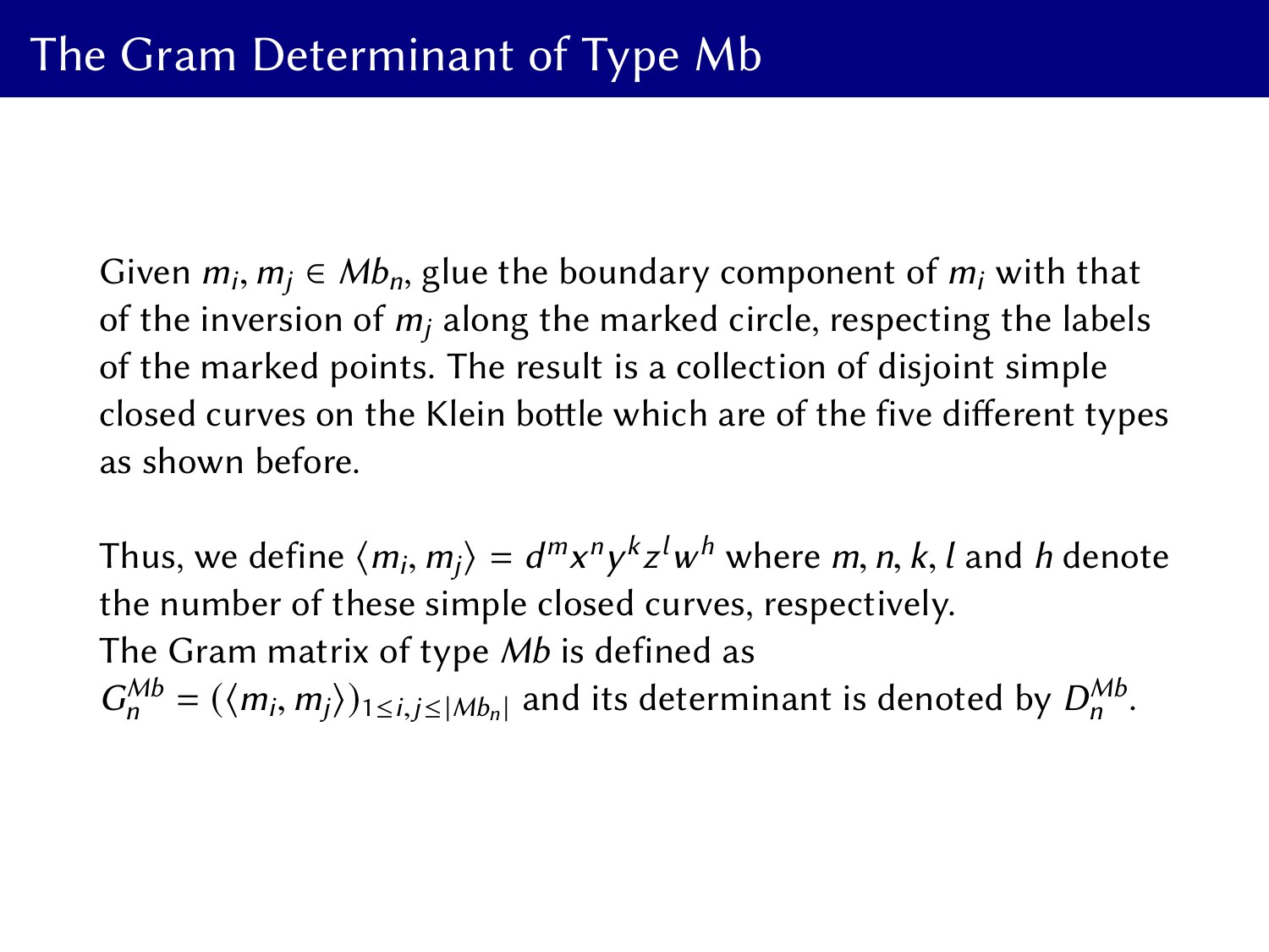# The Gram Determinant of Type Mb

Given $m_i, m_j \in Mb_n$, glue the boundary component of $m_i$ with that of the inversion of $m_j$ along the marked circle, respecting the labels of the marked points. The result is a collection of disjoint simple closed curves on the Klein bottle which are of the five different types as shown before.

Thus, we define $\langle m_i, m_j \rangle = d^m x^n y^k z^l w^h$ where $m, n, k, l$ and $h$ denote the number of these simple closed curves, respectively.
The Gram matrix of type $Mb$ is defined as
$G_n^{Mb} = (\langle m_i, m_j \rangle)_{1 \leq i,j \leq |Mb_n|}$ and its determinant is denoted by $D_n^{Mb}$.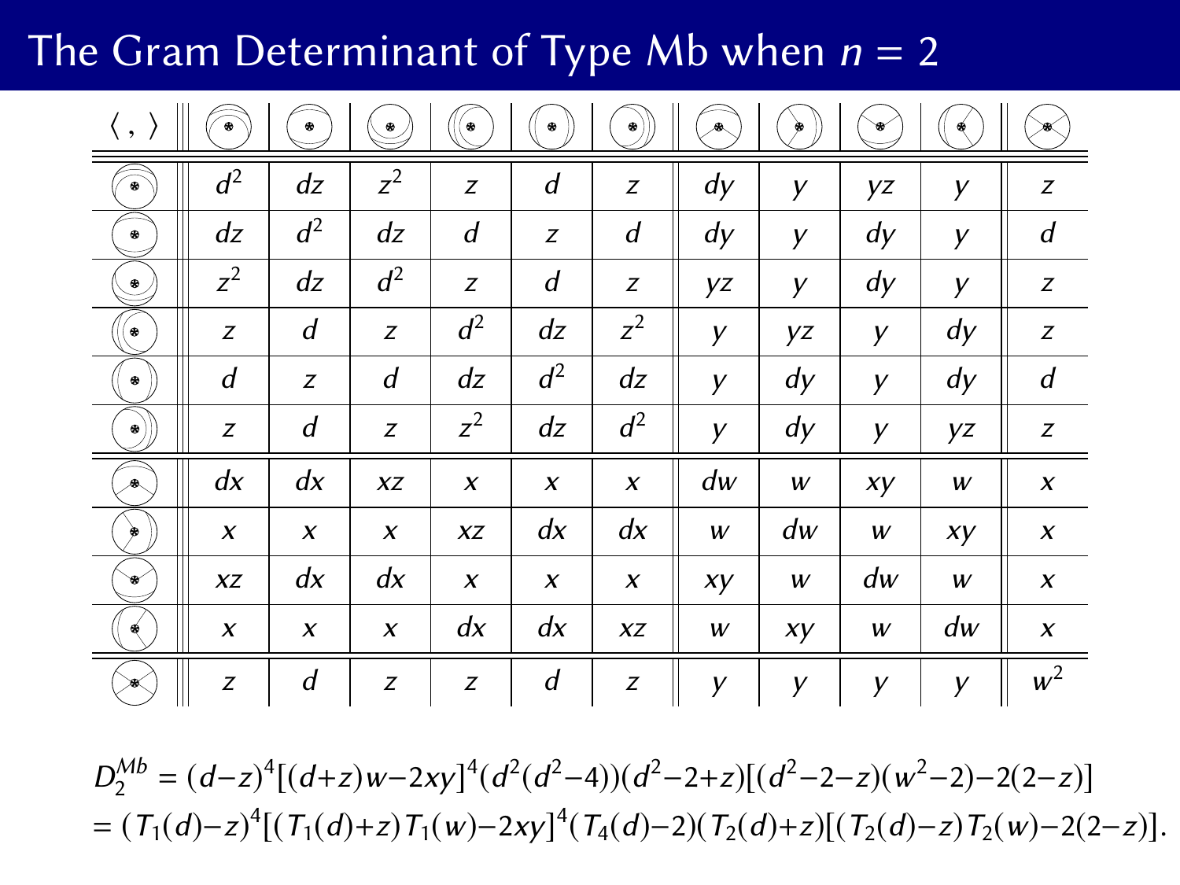# The Gram Determinant of Type Mb when $n = 2$

| $\langle\ ,\ \rangle$ | | | | | | | | | | | |
|---|---|---|---|---|---|---|---|---|---|---|---|
| | $d^2$ | $dz$ | $z^2$ | $z$ | $d$ | $z$ | $dy$ | $y$ | $yz$ | $y$ | $z$ |
| | $dz$ | $d^2$ | $dz$ | $d$ | $z$ | $d$ | $dy$ | $y$ | $dy$ | $y$ | $d$ |
| | $z^2$ | $dz$ | $d^2$ | $z$ | $d$ | $z$ | $yz$ | $y$ | $dy$ | $y$ | $z$ |
| | $z$ | $d$ | $z$ | $d^2$ | $dz$ | $z^2$ | $y$ | $yz$ | $y$ | $dy$ | $z$ |
| | $d$ | $z$ | $d$ | $dz$ | $d^2$ | $dz$ | $y$ | $dy$ | $y$ | $dy$ | $d$ |
| | $z$ | $d$ | $z$ | $z^2$ | $dz$ | $d^2$ | $y$ | $dy$ | $y$ | $yz$ | $z$ |
| | $dx$ | $dx$ | $xz$ | $x$ | $x$ | $x$ | $dw$ | $w$ | $xy$ | $w$ | $x$ |
| | $x$ | $x$ | $x$ | $xz$ | $dx$ | $dx$ | $w$ | $dw$ | $w$ | $xy$ | $x$ |
| | $xz$ | $dx$ | $dx$ | $x$ | $x$ | $x$ | $xy$ | $w$ | $dw$ | $w$ | $x$ |
| | $x$ | $x$ | $x$ | $dx$ | $dx$ | $xz$ | $w$ | $xy$ | $w$ | $dw$ | $x$ |
| | $z$ | $d$ | $z$ | $z$ | $d$ | $z$ | $y$ | $y$ | $y$ | $y$ | $w^2$ |

$$D_2^{Mb} = (d-z)^4[(d+z)w-2xy]^4(d^2(d^2-4))(d^2-2+z)[(d^2-2-z)(w^2-2)-2(2-z)]$$
$$= (T_1(d)-z)^4[(T_1(d)+z)T_1(w)-2xy]^4(T_4(d)-2)(T_2(d)+z)[(T_2(d)-z)T_2(w)-2(2-z)].$$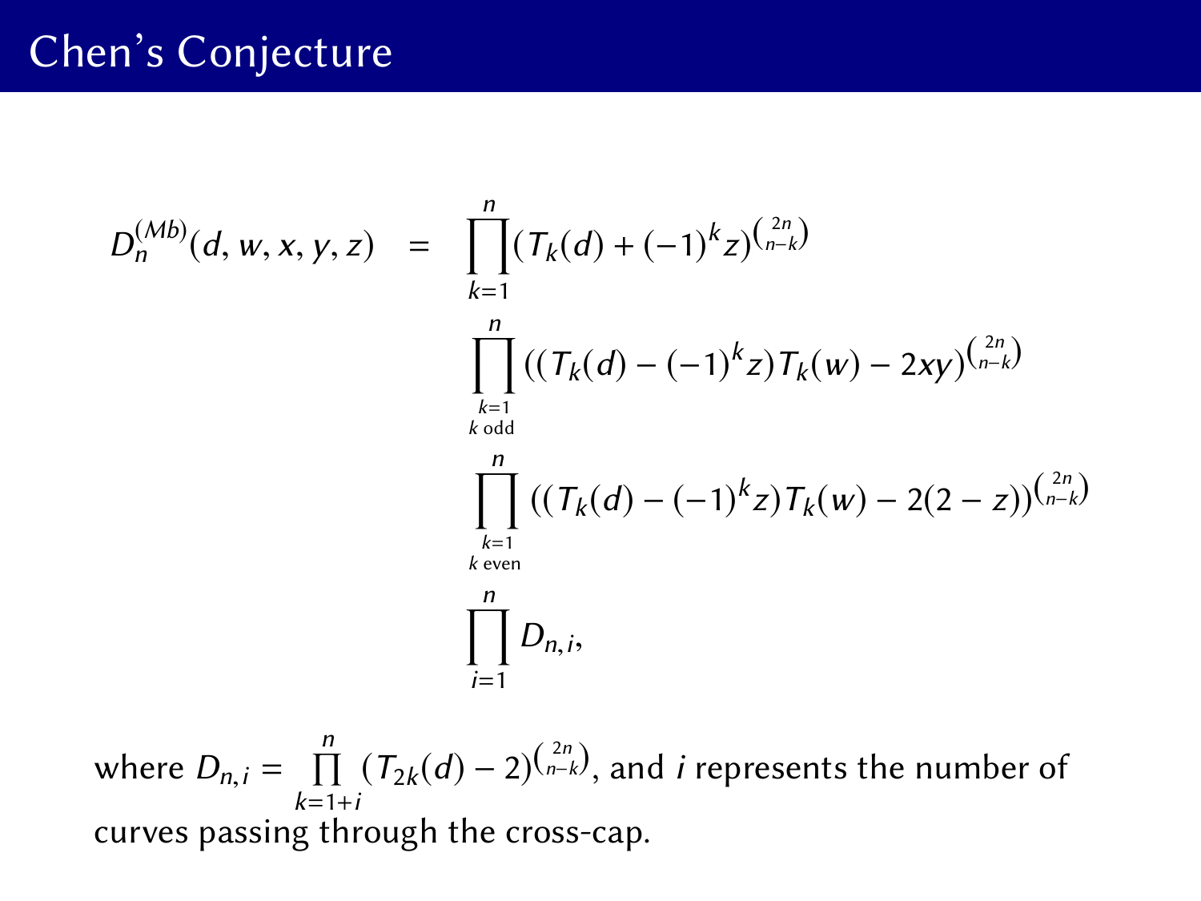# Chen's Conjecture

$$
\begin{aligned}
D_n^{(Mb)}(d,w,x,y,z) \quad = \quad & \prod_{k=1}^{n} (T_k(d) + (-1)^k z)^{\binom{2n}{n-k}} \\
& \prod_{\substack{k=1 \\ k \text{ odd}}}^{n} ((T_k(d) - (-1)^k z) T_k(w) - 2xy)^{\binom{2n}{n-k}} \\
& \prod_{\substack{k=1 \\ k \text{ even}}}^{n} ((T_k(d) - (-1)^k z) T_k(w) - 2(2-z))^{\binom{2n}{n-k}} \\
& \prod_{i=1}^{n} D_{n,i},
\end{aligned}
$$

where $D_{n,i} = \prod_{k=1+i}^{n} (T_{2k}(d) - 2)^{\binom{2n}{n-k}}$, and $i$ represents the number of curves passing through the cross-cap.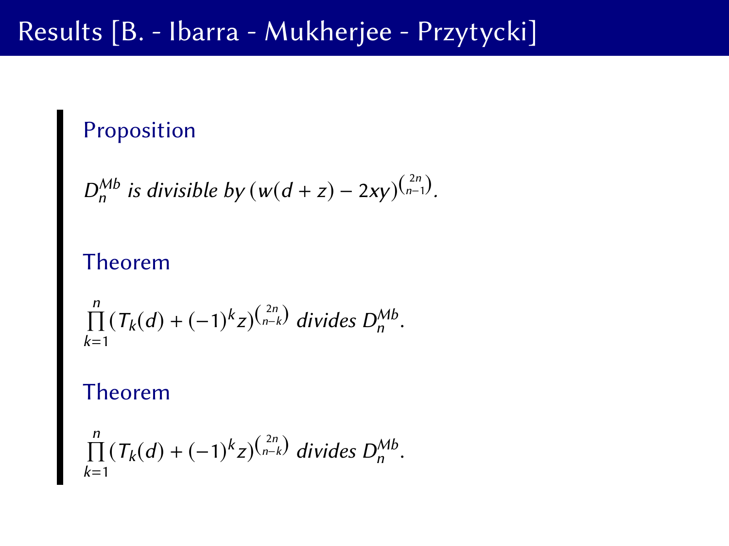# Results [B. - Ibarra - Mukherjee - Przytycki]

**Proposition**

*$D_n^{Mb}$ is divisible by $(w(d+z) - 2xy)^{\binom{2n}{n-1}}$.*

**Theorem**

$$\prod_{k=1}^{n} (T_k(d) + (-1)^k z)^{\binom{2n}{n-k}} \text{ divides } D_n^{Mb}.$$

**Theorem**

$$\prod_{k=1}^{n} (T_k(d) + (-1)^k z)^{\binom{2n}{n-k}} \text{ divides } D_n^{Mb}.$$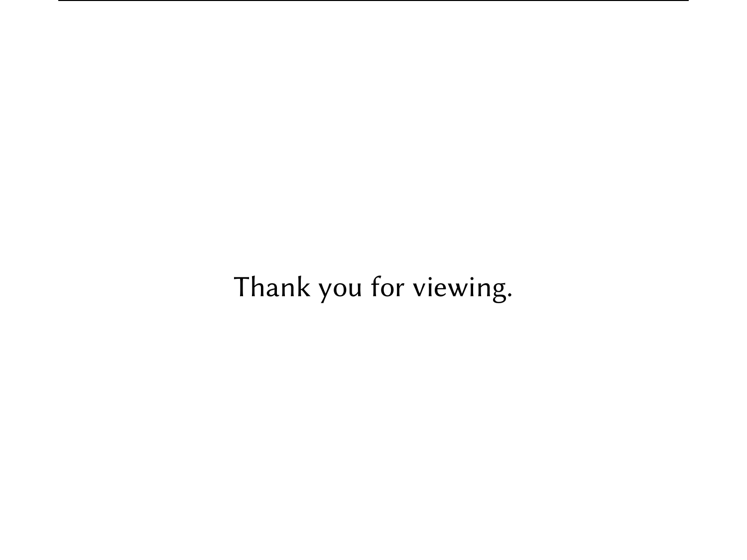Thank you for viewing.